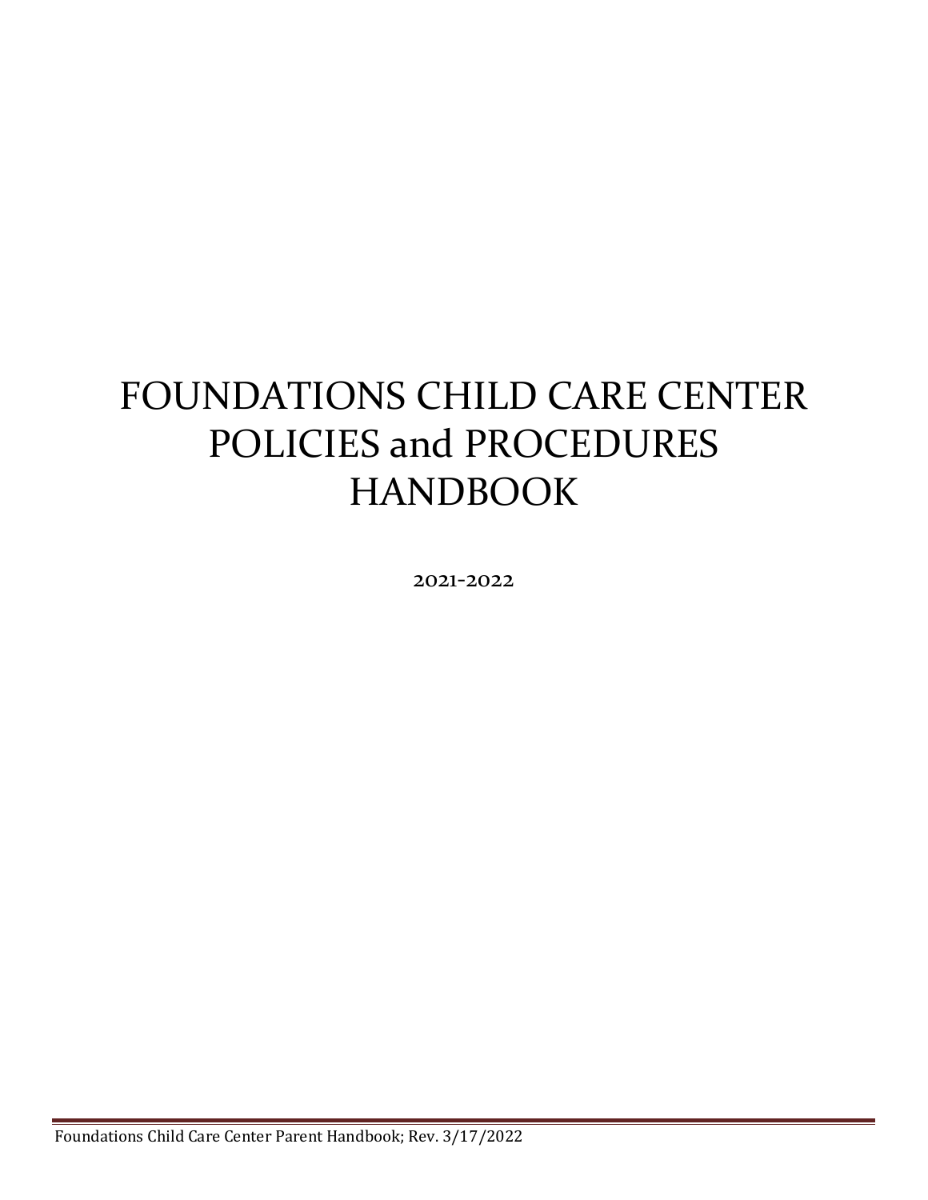# FOUNDATIONS CHILD CARE CENTER POLICIES and PROCEDURES HANDBOOK

2021-2022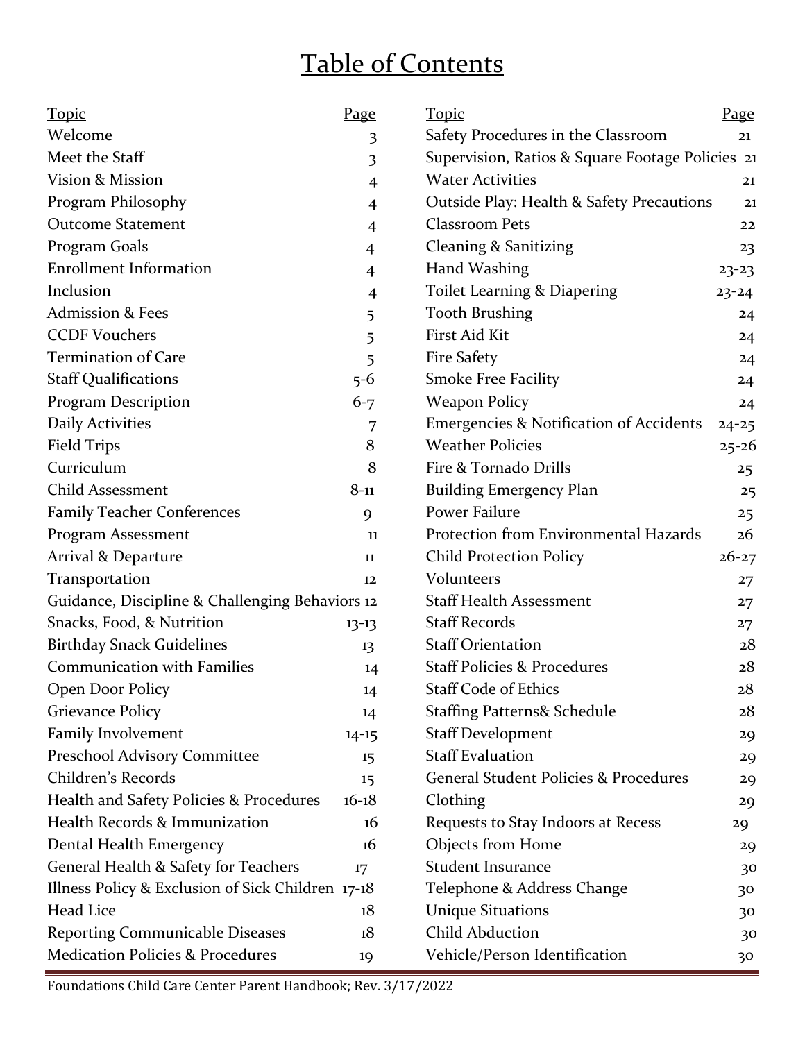# Table of Contents

| Topic | Page |
|---|---|
| Welcome | 3 |
| Meet the Staff | 3 |
| Vision & Mission | 4 |
| Program Philosophy | 4 |
| Outcome Statement | 4 |
| Program Goals | 4 |
| Enrollment Information | 4 |
| Inclusion | 4 |
| Admission & Fees | 5 |
| CCDF Vouchers | 5 |
| Termination of Care | 5 |
| Staff Qualifications | 5-6 |
| Program Description | 6-7 |
| Daily Activities | 7 |
| Field Trips | 8 |
| Curriculum | 8 |
| Child Assessment | 8-11 |
| Family Teacher Conferences | 9 |
| Program Assessment | 11 |
| Arrival & Departure | 11 |
| Transportation | 12 |
| Guidance, Discipline & Challenging Behaviors | 12 |
| Snacks, Food, & Nutrition | 13-13 |
| Birthday Snack Guidelines | 13 |
| Communication with Families | 14 |
| Open Door Policy | 14 |
| Grievance Policy | 14 |
| Family Involvement | 14-15 |
| Preschool Advisory Committee | 15 |
| Children's Records | 15 |
| Health and Safety Policies & Procedures | 16-18 |
| Health Records & Immunization | 16 |
| Dental Health Emergency | 16 |
| General Health & Safety for Teachers | 17 |
| Illness Policy & Exclusion of Sick Children | 17-18 |
| Head Lice | 18 |
| Reporting Communicable Diseases | 18 |
| Medication Policies & Procedures | 19 |
| Safety Procedures in the Classroom | 21 |
| Supervision, Ratios & Square Footage Policies | 21 |
| Water Activities | 21 |
| Outside Play: Health & Safety Precautions | 21 |
| Classroom Pets | 22 |
| Cleaning & Sanitizing | 23 |
| Hand Washing | 23-23 |
| Toilet Learning & Diapering | 23-24 |
| Tooth Brushing | 24 |
| First Aid Kit | 24 |
| Fire Safety | 24 |
| Smoke Free Facility | 24 |
| Weapon Policy | 24 |
| Emergencies & Notification of Accidents | 24-25 |
| Weather Policies | 25-26 |
| Fire & Tornado Drills | 25 |
| Building Emergency Plan | 25 |
| Power Failure | 25 |
| Protection from Environmental Hazards | 26 |
| Child Protection Policy | 26-27 |
| Volunteers | 27 |
| Staff Health Assessment | 27 |
| Staff Records | 27 |
| Staff Orientation | 28 |
| Staff Policies & Procedures | 28 |
| Staff Code of Ethics | 28 |
| Staffing Patterns& Schedule | 28 |
| Staff Development | 29 |
| Staff Evaluation | 29 |
| General Student Policies & Procedures | 29 |
| Clothing | 29 |
| Requests to Stay Indoors at Recess | 29 |
| Objects from Home | 29 |
| Student Insurance | 30 |
| Telephone & Address Change | 30 |
| Unique Situations | 30 |
| Child Abduction | 30 |
| Vehicle/Person Identification | 30 |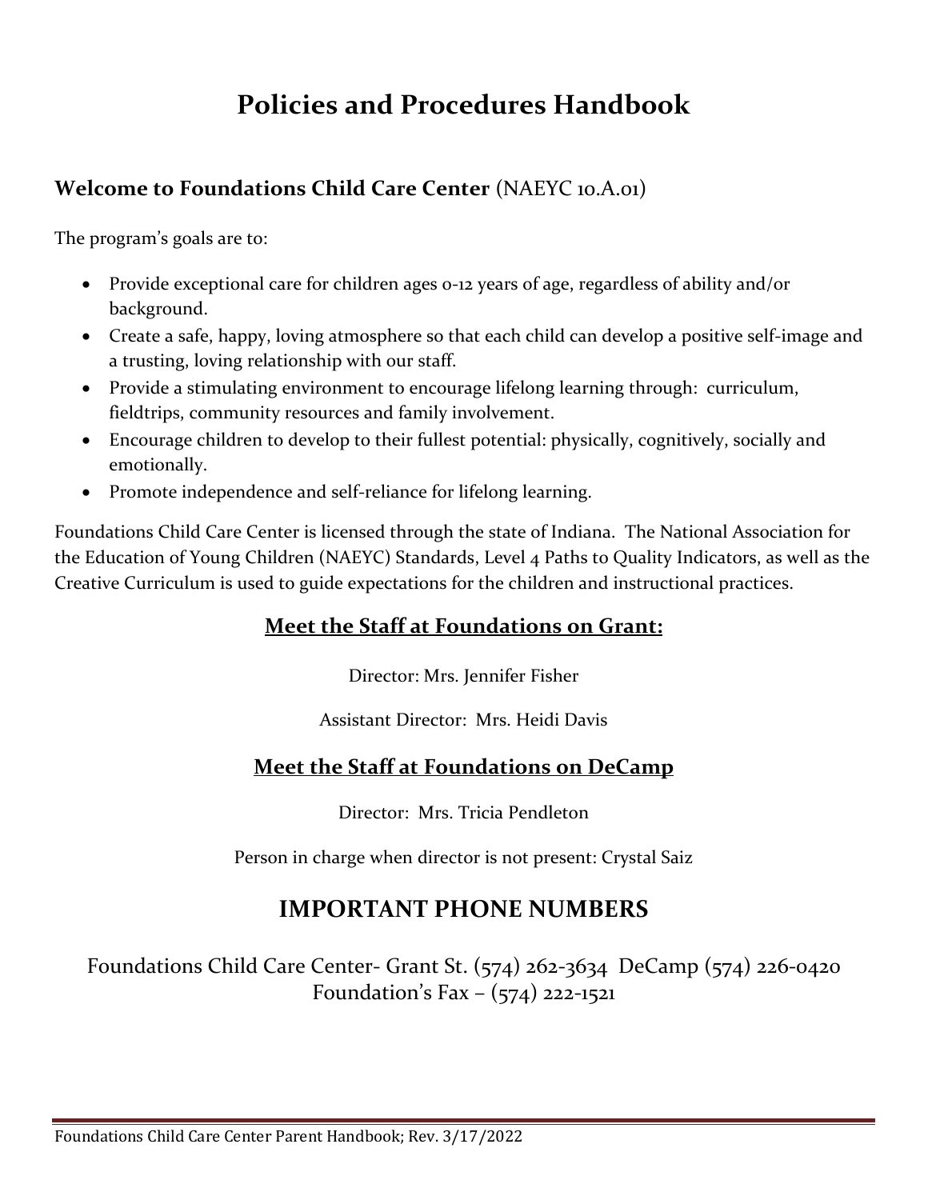# Policies and Procedures Handbook

## **Welcome to Foundations Child Care Center** (NAEYC 10.A.01)

The program's goals are to:

- Provide exceptional care for children ages 0-12 years of age, regardless of ability and/or background.
- Create a safe, happy, loving atmosphere so that each child can develop a positive self-image and a trusting, loving relationship with our staff.
- Provide a stimulating environment to encourage lifelong learning through: curriculum, fieldtrips, community resources and family involvement.
- Encourage children to develop to their fullest potential: physically, cognitively, socially and emotionally.
- Promote independence and self-reliance for lifelong learning.

Foundations Child Care Center is licensed through the state of Indiana. The National Association for the Education of Young Children (NAEYC) Standards, Level 4 Paths to Quality Indicators, as well as the Creative Curriculum is used to guide expectations for the children and instructional practices.

### Meet the Staff at Foundations on Grant:

Director: Mrs. Jennifer Fisher

Assistant Director: Mrs. Heidi Davis

### Meet the Staff at Foundations on DeCamp

Director: Mrs. Tricia Pendleton

Person in charge when director is not present: Crystal Saiz

## IMPORTANT PHONE NUMBERS

Foundations Child Care Center- Grant St. (574) 262-3634 DeCamp (574) 226-0420
Foundation's Fax – (574) 222-1521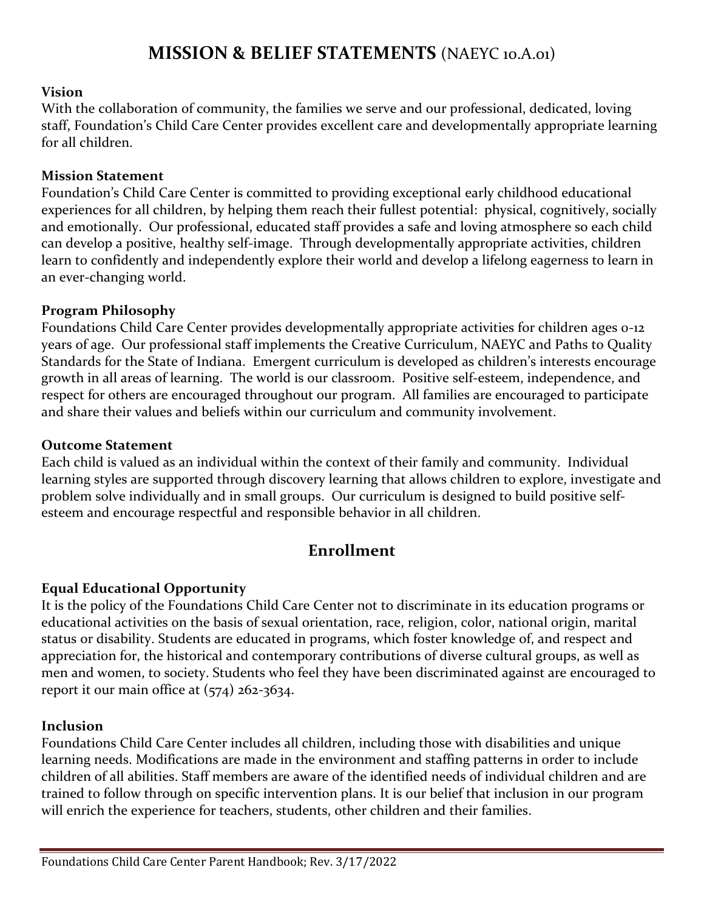# MISSION & BELIEF STATEMENTS (NAEYC 10.A.01)

**Vision**

With the collaboration of community, the families we serve and our professional, dedicated, loving staff, Foundation's Child Care Center provides excellent care and developmentally appropriate learning for all children.

**Mission Statement**

Foundation's Child Care Center is committed to providing exceptional early childhood educational experiences for all children, by helping them reach their fullest potential: physical, cognitively, socially and emotionally. Our professional, educated staff provides a safe and loving atmosphere so each child can develop a positive, healthy self-image. Through developmentally appropriate activities, children learn to confidently and independently explore their world and develop a lifelong eagerness to learn in an ever-changing world.

**Program Philosophy**

Foundations Child Care Center provides developmentally appropriate activities for children ages 0-12 years of age. Our professional staff implements the Creative Curriculum, NAEYC and Paths to Quality Standards for the State of Indiana. Emergent curriculum is developed as children's interests encourage growth in all areas of learning. The world is our classroom. Positive self-esteem, independence, and respect for others are encouraged throughout our program. All families are encouraged to participate and share their values and beliefs within our curriculum and community involvement.

**Outcome Statement**

Each child is valued as an individual within the context of their family and community. Individual learning styles are supported through discovery learning that allows children to explore, investigate and problem solve individually and in small groups. Our curriculum is designed to build positive self-esteem and encourage respectful and responsible behavior in all children.

## Enrollment

**Equal Educational Opportunity**

It is the policy of the Foundations Child Care Center not to discriminate in its education programs or educational activities on the basis of sexual orientation, race, religion, color, national origin, marital status or disability. Students are educated in programs, which foster knowledge of, and respect and appreciation for, the historical and contemporary contributions of diverse cultural groups, as well as men and women, to society. Students who feel they have been discriminated against are encouraged to report it our main office at (574) 262-3634.

**Inclusion**

Foundations Child Care Center includes all children, including those with disabilities and unique learning needs. Modifications are made in the environment and staffing patterns in order to include children of all abilities. Staff members are aware of the identified needs of individual children and are trained to follow through on specific intervention plans. It is our belief that inclusion in our program will enrich the experience for teachers, students, other children and their families.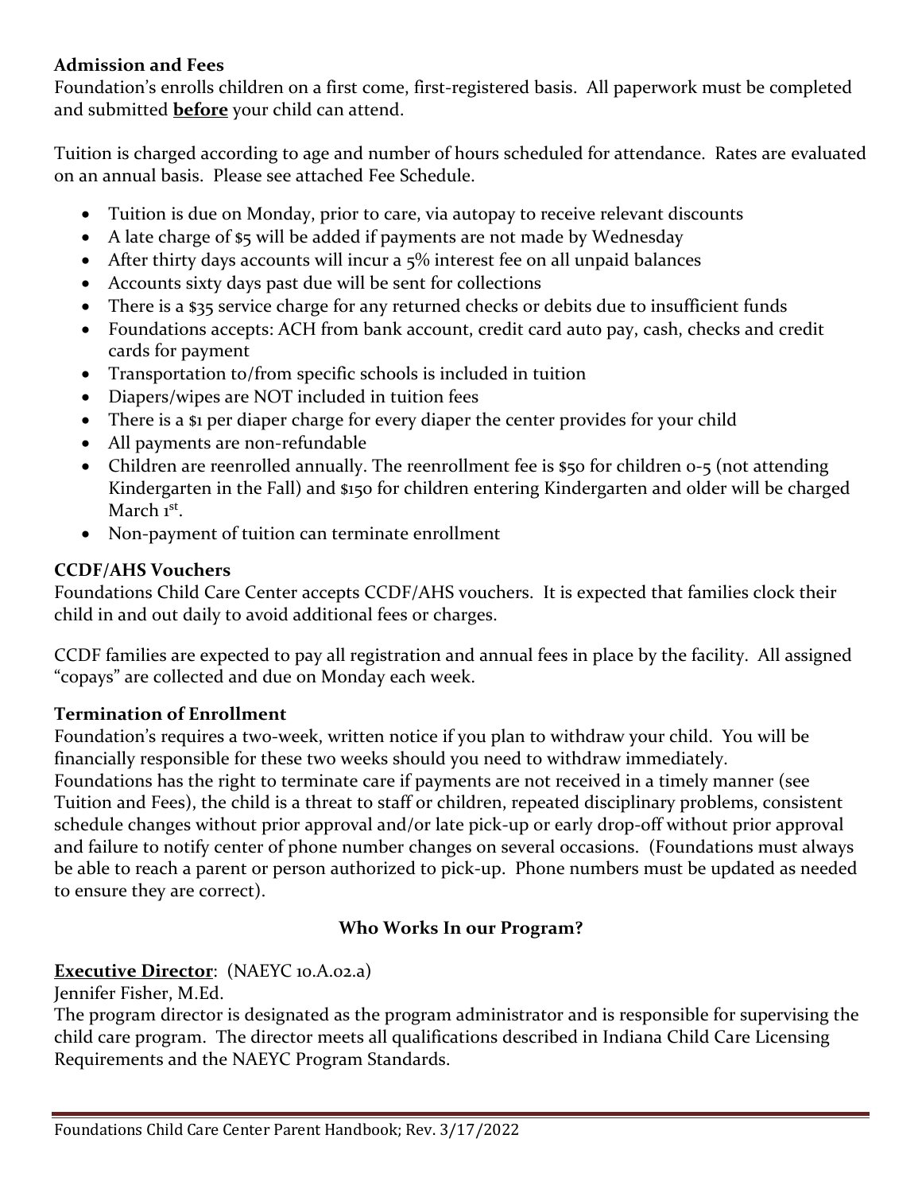**Admission and Fees**

Foundation's enrolls children on a first come, first-registered basis. All paperwork must be completed and submitted **before** your child can attend.

Tuition is charged according to age and number of hours scheduled for attendance. Rates are evaluated on an annual basis. Please see attached Fee Schedule.

- Tuition is due on Monday, prior to care, via autopay to receive relevant discounts
- A late charge of $5 will be added if payments are not made by Wednesday
- After thirty days accounts will incur a 5% interest fee on all unpaid balances
- Accounts sixty days past due will be sent for collections
- There is a $35 service charge for any returned checks or debits due to insufficient funds
- Foundations accepts: ACH from bank account, credit card auto pay, cash, checks and credit cards for payment
- Transportation to/from specific schools is included in tuition
- Diapers/wipes are NOT included in tuition fees
- There is a $1 per diaper charge for every diaper the center provides for your child
- All payments are non-refundable
- Children are reenrolled annually. The reenrollment fee is $50 for children 0-5 (not attending Kindergarten in the Fall) and $150 for children entering Kindergarten and older will be charged March 1st.
- Non-payment of tuition can terminate enrollment

**CCDF/AHS Vouchers**

Foundations Child Care Center accepts CCDF/AHS vouchers. It is expected that families clock their child in and out daily to avoid additional fees or charges.

CCDF families are expected to pay all registration and annual fees in place by the facility. All assigned "copays" are collected and due on Monday each week.

**Termination of Enrollment**

Foundation's requires a two-week, written notice if you plan to withdraw your child. You will be financially responsible for these two weeks should you need to withdraw immediately.
Foundations has the right to terminate care if payments are not received in a timely manner (see Tuition and Fees), the child is a threat to staff or children, repeated disciplinary problems, consistent schedule changes without prior approval and/or late pick-up or early drop-off without prior approval and failure to notify center of phone number changes on several occasions. (Foundations must always be able to reach a parent or person authorized to pick-up. Phone numbers must be updated as needed to ensure they are correct).

## Who Works In our Program?

**Executive Director**: (NAEYC 10.A.02.a)
Jennifer Fisher, M.Ed.
The program director is designated as the program administrator and is responsible for supervising the child care program. The director meets all qualifications described in Indiana Child Care Licensing Requirements and the NAEYC Program Standards.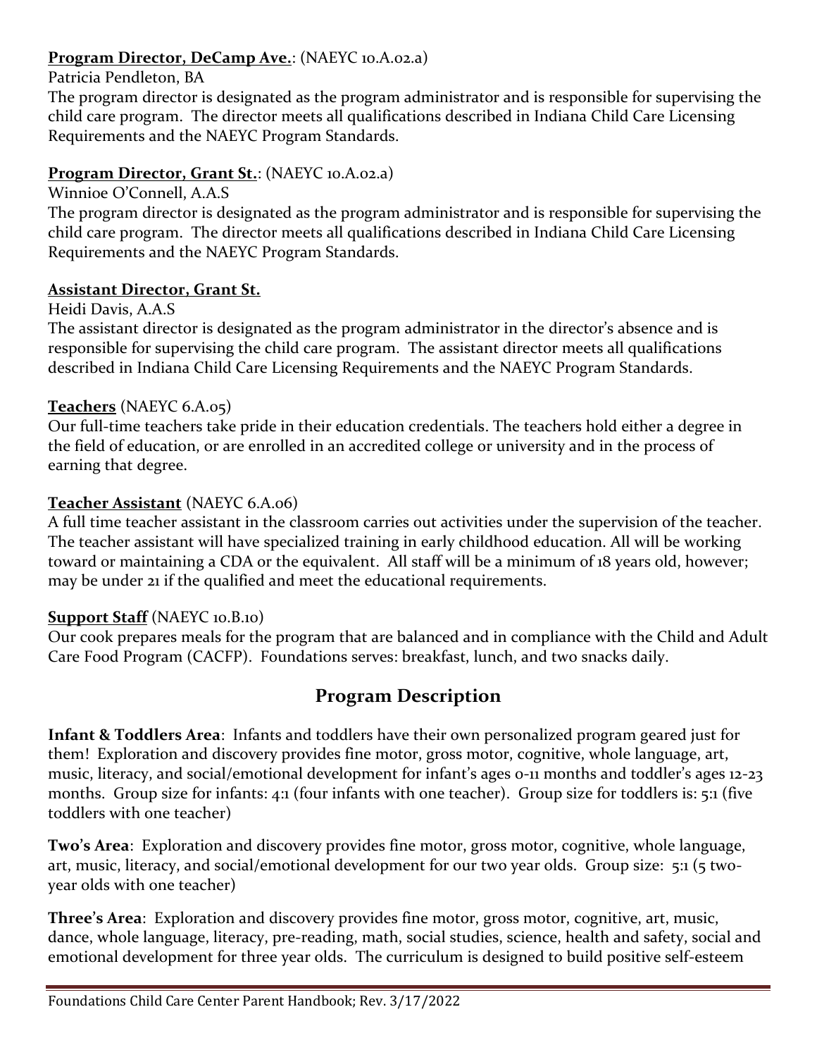**<u>Program Director, DeCamp Ave.</u>**: (NAEYC 10.A.02.a)

Patricia Pendleton, BA

The program director is designated as the program administrator and is responsible for supervising the child care program. The director meets all qualifications described in Indiana Child Care Licensing Requirements and the NAEYC Program Standards.

**<u>Program Director, Grant St.</u>**: (NAEYC 10.A.02.a)

Winnioe O'Connell, A.A.S

The program director is designated as the program administrator and is responsible for supervising the child care program. The director meets all qualifications described in Indiana Child Care Licensing Requirements and the NAEYC Program Standards.

**<u>Assistant Director, Grant St.</u>**

Heidi Davis, A.A.S

The assistant director is designated as the program administrator in the director's absence and is responsible for supervising the child care program. The assistant director meets all qualifications described in Indiana Child Care Licensing Requirements and the NAEYC Program Standards.

**<u>Teachers</u>** (NAEYC 6.A.05)

Our full-time teachers take pride in their education credentials. The teachers hold either a degree in the field of education, or are enrolled in an accredited college or university and in the process of earning that degree.

**<u>Teacher Assistant</u>** (NAEYC 6.A.06)

A full time teacher assistant in the classroom carries out activities under the supervision of the teacher. The teacher assistant will have specialized training in early childhood education. All will be working toward or maintaining a CDA or the equivalent. All staff will be a minimum of 18 years old, however; may be under 21 if the qualified and meet the educational requirements.

**<u>Support Staff</u>** (NAEYC 10.B.10)

Our cook prepares meals for the program that are balanced and in compliance with the Child and Adult Care Food Program (CACFP). Foundations serves: breakfast, lunch, and two snacks daily.

## Program Description

**Infant & Toddlers Area**: Infants and toddlers have their own personalized program geared just for them! Exploration and discovery provides fine motor, gross motor, cognitive, whole language, art, music, literacy, and social/emotional development for infant's ages 0-11 months and toddler's ages 12-23 months. Group size for infants: 4:1 (four infants with one teacher). Group size for toddlers is: 5:1 (five toddlers with one teacher)

**Two's Area**: Exploration and discovery provides fine motor, gross motor, cognitive, whole language, art, music, literacy, and social/emotional development for our two year olds. Group size: 5:1 (5 two-year olds with one teacher)

**Three's Area**: Exploration and discovery provides fine motor, gross motor, cognitive, art, music, dance, whole language, literacy, pre-reading, math, social studies, science, health and safety, social and emotional development for three year olds. The curriculum is designed to build positive self-esteem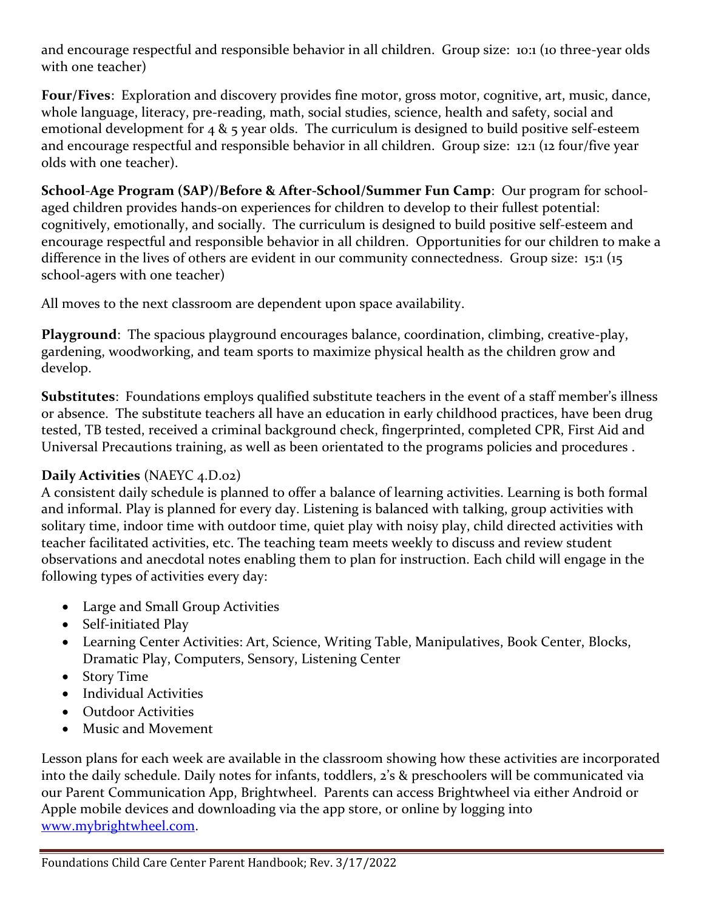and encourage respectful and responsible behavior in all children. Group size: 10:1 (10 three-year olds with one teacher)

**Four/Fives**: Exploration and discovery provides fine motor, gross motor, cognitive, art, music, dance, whole language, literacy, pre-reading, math, social studies, science, health and safety, social and emotional development for 4 & 5 year olds. The curriculum is designed to build positive self-esteem and encourage respectful and responsible behavior in all children. Group size: 12:1 (12 four/five year olds with one teacher).

**School-Age Program (SAP)/Before & After-School/Summer Fun Camp**: Our program for school-aged children provides hands-on experiences for children to develop to their fullest potential: cognitively, emotionally, and socially. The curriculum is designed to build positive self-esteem and encourage respectful and responsible behavior in all children. Opportunities for our children to make a difference in the lives of others are evident in our community connectedness. Group size: 15:1 (15 school-agers with one teacher)

All moves to the next classroom are dependent upon space availability.

**Playground**: The spacious playground encourages balance, coordination, climbing, creative-play, gardening, woodworking, and team sports to maximize physical health as the children grow and develop.

**Substitutes**: Foundations employs qualified substitute teachers in the event of a staff member's illness or absence. The substitute teachers all have an education in early childhood practices, have been drug tested, TB tested, received a criminal background check, fingerprinted, completed CPR, First Aid and Universal Precautions training, as well as been orientated to the programs policies and procedures .

**Daily Activities** (NAEYC 4.D.02)

A consistent daily schedule is planned to offer a balance of learning activities. Learning is both formal and informal. Play is planned for every day. Listening is balanced with talking, group activities with solitary time, indoor time with outdoor time, quiet play with noisy play, child directed activities with teacher facilitated activities, etc. The teaching team meets weekly to discuss and review student observations and anecdotal notes enabling them to plan for instruction. Each child will engage in the following types of activities every day:

- Large and Small Group Activities
- Self-initiated Play
- Learning Center Activities: Art, Science, Writing Table, Manipulatives, Book Center, Blocks, Dramatic Play, Computers, Sensory, Listening Center
- Story Time
- Individual Activities
- Outdoor Activities
- Music and Movement

Lesson plans for each week are available in the classroom showing how these activities are incorporated into the daily schedule. Daily notes for infants, toddlers, 2's & preschoolers will be communicated via our Parent Communication App, Brightwheel. Parents can access Brightwheel via either Android or Apple mobile devices and downloading via the app store, or online by logging into [www.mybrightwheel.com](www.mybrightwheel.com).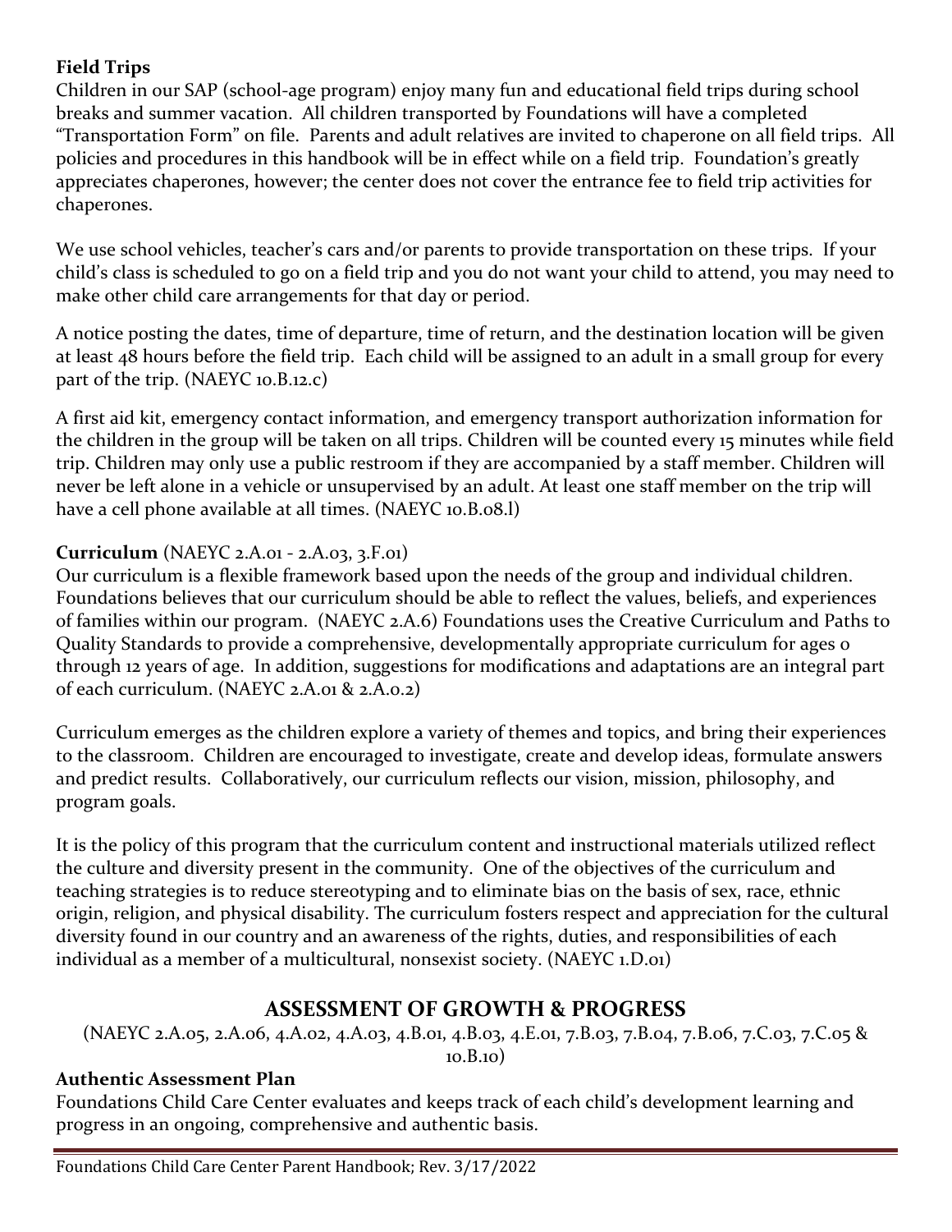**Field Trips**

Children in our SAP (school-age program) enjoy many fun and educational field trips during school breaks and summer vacation. All children transported by Foundations will have a completed "Transportation Form" on file. Parents and adult relatives are invited to chaperone on all field trips. All policies and procedures in this handbook will be in effect while on a field trip. Foundation's greatly appreciates chaperones, however; the center does not cover the entrance fee to field trip activities for chaperones.

We use school vehicles, teacher's cars and/or parents to provide transportation on these trips. If your child's class is scheduled to go on a field trip and you do not want your child to attend, you may need to make other child care arrangements for that day or period.

A notice posting the dates, time of departure, time of return, and the destination location will be given at least 48 hours before the field trip. Each child will be assigned to an adult in a small group for every part of the trip. (NAEYC 10.B.12.c)

A first aid kit, emergency contact information, and emergency transport authorization information for the children in the group will be taken on all trips. Children will be counted every 15 minutes while field trip. Children may only use a public restroom if they are accompanied by a staff member. Children will never be left alone in a vehicle or unsupervised by an adult. At least one staff member on the trip will have a cell phone available at all times. (NAEYC 10.B.08.l)

**Curriculum** (NAEYC 2.A.01 - 2.A.03, 3.F.01)

Our curriculum is a flexible framework based upon the needs of the group and individual children. Foundations believes that our curriculum should be able to reflect the values, beliefs, and experiences of families within our program. (NAEYC 2.A.6) Foundations uses the Creative Curriculum and Paths to Quality Standards to provide a comprehensive, developmentally appropriate curriculum for ages 0 through 12 years of age. In addition, suggestions for modifications and adaptations are an integral part of each curriculum. (NAEYC 2.A.01 & 2.A.0.2)

Curriculum emerges as the children explore a variety of themes and topics, and bring their experiences to the classroom. Children are encouraged to investigate, create and develop ideas, formulate answers and predict results. Collaboratively, our curriculum reflects our vision, mission, philosophy, and program goals.

It is the policy of this program that the curriculum content and instructional materials utilized reflect the culture and diversity present in the community. One of the objectives of the curriculum and teaching strategies is to reduce stereotyping and to eliminate bias on the basis of sex, race, ethnic origin, religion, and physical disability. The curriculum fosters respect and appreciation for the cultural diversity found in our country and an awareness of the rights, duties, and responsibilities of each individual as a member of a multicultural, nonsexist society. (NAEYC 1.D.01)

## ASSESSMENT OF GROWTH & PROGRESS

(NAEYC 2.A.05, 2.A.06, 4.A.02, 4.A.03, 4.B.01, 4.B.03, 4.E.01, 7.B.03, 7.B.04, 7.B.06, 7.C.03, 7.C.05 & 10.B.10)

**Authentic Assessment Plan**

Foundations Child Care Center evaluates and keeps track of each child's development learning and progress in an ongoing, comprehensive and authentic basis.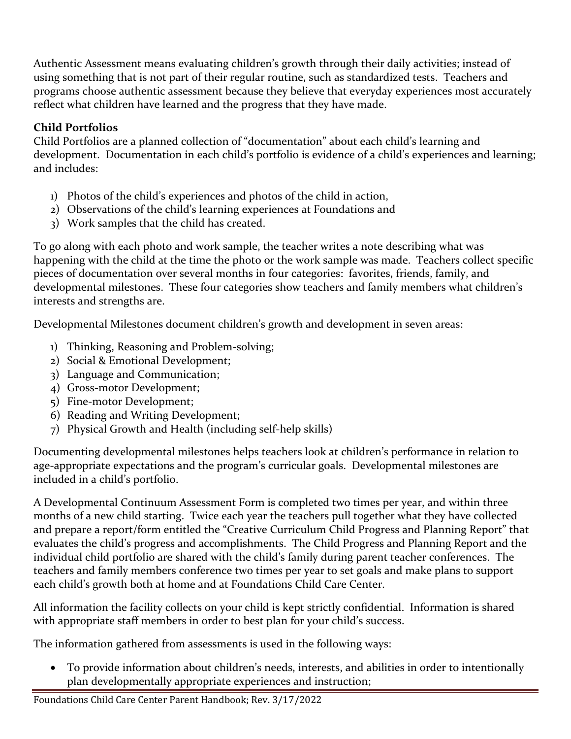Authentic Assessment means evaluating children's growth through their daily activities; instead of using something that is not part of their regular routine, such as standardized tests. Teachers and programs choose authentic assessment because they believe that everyday experiences most accurately reflect what children have learned and the progress that they have made.

**Child Portfolios**

Child Portfolios are a planned collection of "documentation" about each child's learning and development. Documentation in each child's portfolio is evidence of a child's experiences and learning; and includes:

1) Photos of the child's experiences and photos of the child in action,
2) Observations of the child's learning experiences at Foundations and
3) Work samples that the child has created.

To go along with each photo and work sample, the teacher writes a note describing what was happening with the child at the time the photo or the work sample was made. Teachers collect specific pieces of documentation over several months in four categories: favorites, friends, family, and developmental milestones. These four categories show teachers and family members what children's interests and strengths are.

Developmental Milestones document children's growth and development in seven areas:

1) Thinking, Reasoning and Problem-solving;
2) Social & Emotional Development;
3) Language and Communication;
4) Gross-motor Development;
5) Fine-motor Development;
6) Reading and Writing Development;
7) Physical Growth and Health (including self-help skills)

Documenting developmental milestones helps teachers look at children's performance in relation to age-appropriate expectations and the program's curricular goals. Developmental milestones are included in a child's portfolio.

A Developmental Continuum Assessment Form is completed two times per year, and within three months of a new child starting. Twice each year the teachers pull together what they have collected and prepare a report/form entitled the "Creative Curriculum Child Progress and Planning Report" that evaluates the child's progress and accomplishments. The Child Progress and Planning Report and the individual child portfolio are shared with the child's family during parent teacher conferences. The teachers and family members conference two times per year to set goals and make plans to support each child's growth both at home and at Foundations Child Care Center.

All information the facility collects on your child is kept strictly confidential. Information is shared with appropriate staff members in order to best plan for your child's success.

The information gathered from assessments is used in the following ways:

- To provide information about children's needs, interests, and abilities in order to intentionally plan developmentally appropriate experiences and instruction;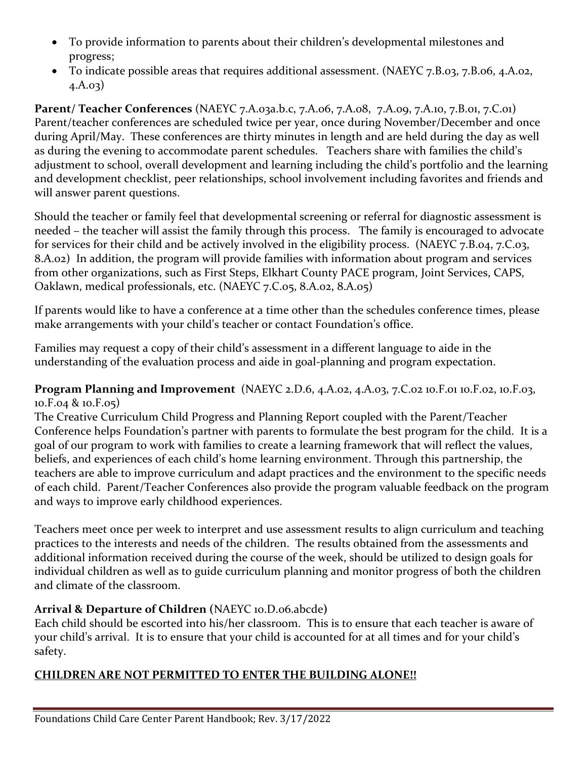- To provide information to parents about their children's developmental milestones and progress;
- To indicate possible areas that requires additional assessment. (NAEYC 7.B.03, 7.B.06, 4.A.02, 4.A.03)

**Parent/ Teacher Conferences** (NAEYC 7.A.03a.b.c, 7.A.06, 7.A.08, 7.A.09, 7.A.10, 7.B.01, 7.C.01)
Parent/teacher conferences are scheduled twice per year, once during November/December and once during April/May. These conferences are thirty minutes in length and are held during the day as well as during the evening to accommodate parent schedules. Teachers share with families the child's adjustment to school, overall development and learning including the child's portfolio and the learning and development checklist, peer relationships, school involvement including favorites and friends and will answer parent questions.

Should the teacher or family feel that developmental screening or referral for diagnostic assessment is needed – the teacher will assist the family through this process. The family is encouraged to advocate for services for their child and be actively involved in the eligibility process. (NAEYC 7.B.04, 7.C.03, 8.A.02) In addition, the program will provide families with information about program and services from other organizations, such as First Steps, Elkhart County PACE program, Joint Services, CAPS, Oaklawn, medical professionals, etc. (NAEYC 7.C.05, 8.A.02, 8.A.05)

If parents would like to have a conference at a time other than the schedules conference times, please make arrangements with your child's teacher or contact Foundation's office.

Families may request a copy of their child's assessment in a different language to aide in the understanding of the evaluation process and aide in goal-planning and program expectation.

**Program Planning and Improvement** (NAEYC 2.D.6, 4.A.02, 4.A.03, 7.C.02 10.F.01 10.F.02, 10.F.03, 10.F.04 & 10.F.05)
The Creative Curriculum Child Progress and Planning Report coupled with the Parent/Teacher Conference helps Foundation's partner with parents to formulate the best program for the child. It is a goal of our program to work with families to create a learning framework that will reflect the values, beliefs, and experiences of each child's home learning environment. Through this partnership, the teachers are able to improve curriculum and adapt practices and the environment to the specific needs of each child. Parent/Teacher Conferences also provide the program valuable feedback on the program and ways to improve early childhood experiences.

Teachers meet once per week to interpret and use assessment results to align curriculum and teaching practices to the interests and needs of the children. The results obtained from the assessments and additional information received during the course of the week, should be utilized to design goals for individual children as well as to guide curriculum planning and monitor progress of both the children and climate of the classroom.

**Arrival & Departure of Children (**NAEYC 10.D.06.abcde**)**
Each child should be escorted into his/her classroom. This is to ensure that each teacher is aware of your child's arrival. It is to ensure that your child is accounted for at all times and for your child's safety.

**<u>CHILDREN ARE NOT PERMITTED TO ENTER THE BUILDING ALONE!!</u>**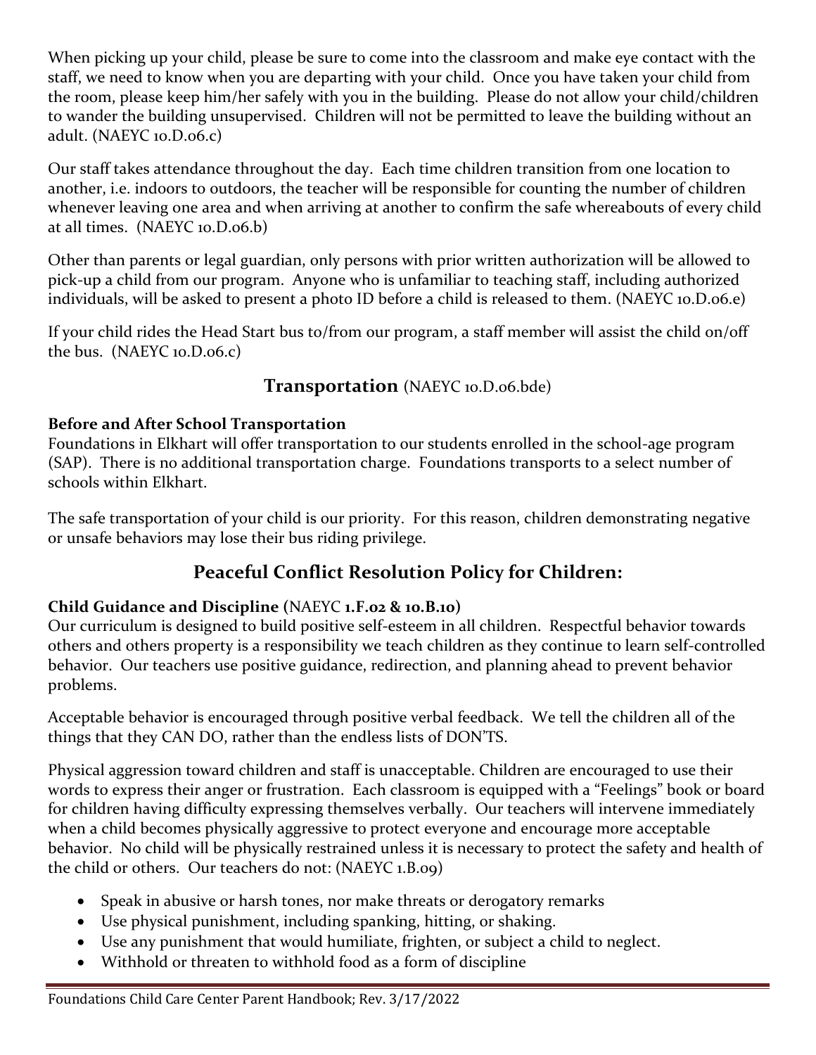When picking up your child, please be sure to come into the classroom and make eye contact with the staff, we need to know when you are departing with your child. Once you have taken your child from the room, please keep him/her safely with you in the building. Please do not allow your child/children to wander the building unsupervised. Children will not be permitted to leave the building without an adult. (NAEYC 10.D.06.c)

Our staff takes attendance throughout the day. Each time children transition from one location to another, i.e. indoors to outdoors, the teacher will be responsible for counting the number of children whenever leaving one area and when arriving at another to confirm the safe whereabouts of every child at all times. (NAEYC 10.D.06.b)

Other than parents or legal guardian, only persons with prior written authorization will be allowed to pick-up a child from our program. Anyone who is unfamiliar to teaching staff, including authorized individuals, will be asked to present a photo ID before a child is released to them. (NAEYC 10.D.06.e)

If your child rides the Head Start bus to/from our program, a staff member will assist the child on/off the bus. (NAEYC 10.D.06.c)

## Transportation (NAEYC 10.D.06.bde)

**Before and After School Transportation**
Foundations in Elkhart will offer transportation to our students enrolled in the school-age program (SAP). There is no additional transportation charge. Foundations transports to a select number of schools within Elkhart.

The safe transportation of your child is our priority. For this reason, children demonstrating negative or unsafe behaviors may lose their bus riding privilege.

## Peaceful Conflict Resolution Policy for Children:

**Child Guidance and Discipline (**NAEYC **1.F.02 & 10.B.10)**
Our curriculum is designed to build positive self-esteem in all children. Respectful behavior towards others and others property is a responsibility we teach children as they continue to learn self-controlled behavior. Our teachers use positive guidance, redirection, and planning ahead to prevent behavior problems.

Acceptable behavior is encouraged through positive verbal feedback. We tell the children all of the things that they CAN DO, rather than the endless lists of DON'TS.

Physical aggression toward children and staff is unacceptable. Children are encouraged to use their words to express their anger or frustration. Each classroom is equipped with a "Feelings" book or board for children having difficulty expressing themselves verbally. Our teachers will intervene immediately when a child becomes physically aggressive to protect everyone and encourage more acceptable behavior. No child will be physically restrained unless it is necessary to protect the safety and health of the child or others. Our teachers do not: (NAEYC 1.B.09)

- Speak in abusive or harsh tones, nor make threats or derogatory remarks
- Use physical punishment, including spanking, hitting, or shaking.
- Use any punishment that would humiliate, frighten, or subject a child to neglect.
- Withhold or threaten to withhold food as a form of discipline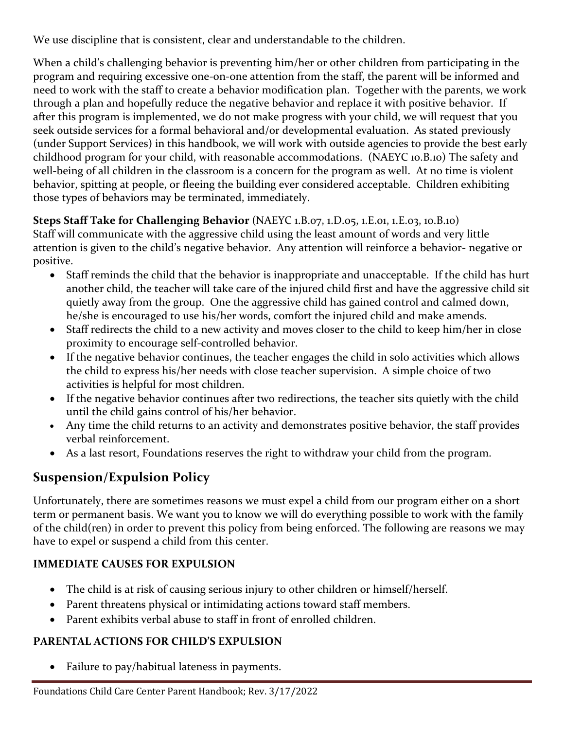We use discipline that is consistent, clear and understandable to the children.

When a child's challenging behavior is preventing him/her or other children from participating in the program and requiring excessive one-on-one attention from the staff, the parent will be informed and need to work with the staff to create a behavior modification plan. Together with the parents, we work through a plan and hopefully reduce the negative behavior and replace it with positive behavior. If after this program is implemented, we do not make progress with your child, we will request that you seek outside services for a formal behavioral and/or developmental evaluation. As stated previously (under Support Services) in this handbook, we will work with outside agencies to provide the best early childhood program for your child, with reasonable accommodations. (NAEYC 10.B.10) The safety and well-being of all children in the classroom is a concern for the program as well. At no time is violent behavior, spitting at people, or fleeing the building ever considered acceptable. Children exhibiting those types of behaviors may be terminated, immediately.

**Steps Staff Take for Challenging Behavior** (NAEYC 1.B.07, 1.D.05, 1.E.01, 1.E.03, 10.B.10)
Staff will communicate with the aggressive child using the least amount of words and very little attention is given to the child's negative behavior. Any attention will reinforce a behavior- negative or positive.

- Staff reminds the child that the behavior is inappropriate and unacceptable. If the child has hurt another child, the teacher will take care of the injured child first and have the aggressive child sit quietly away from the group. One the aggressive child has gained control and calmed down, he/she is encouraged to use his/her words, comfort the injured child and make amends.
- Staff redirects the child to a new activity and moves closer to the child to keep him/her in close proximity to encourage self-controlled behavior.
- If the negative behavior continues, the teacher engages the child in solo activities which allows the child to express his/her needs with close teacher supervision. A simple choice of two activities is helpful for most children.
- If the negative behavior continues after two redirections, the teacher sits quietly with the child until the child gains control of his/her behavior.
- Any time the child returns to an activity and demonstrates positive behavior, the staff provides verbal reinforcement.
- As a last resort, Foundations reserves the right to withdraw your child from the program.

## Suspension/Expulsion Policy

Unfortunately, there are sometimes reasons we must expel a child from our program either on a short term or permanent basis. We want you to know we will do everything possible to work with the family of the child(ren) in order to prevent this policy from being enforced. The following are reasons we may have to expel or suspend a child from this center.

### IMMEDIATE CAUSES FOR EXPULSION

- The child is at risk of causing serious injury to other children or himself/herself.
- Parent threatens physical or intimidating actions toward staff members.
- Parent exhibits verbal abuse to staff in front of enrolled children.

### PARENTAL ACTIONS FOR CHILD'S EXPULSION

- Failure to pay/habitual lateness in payments.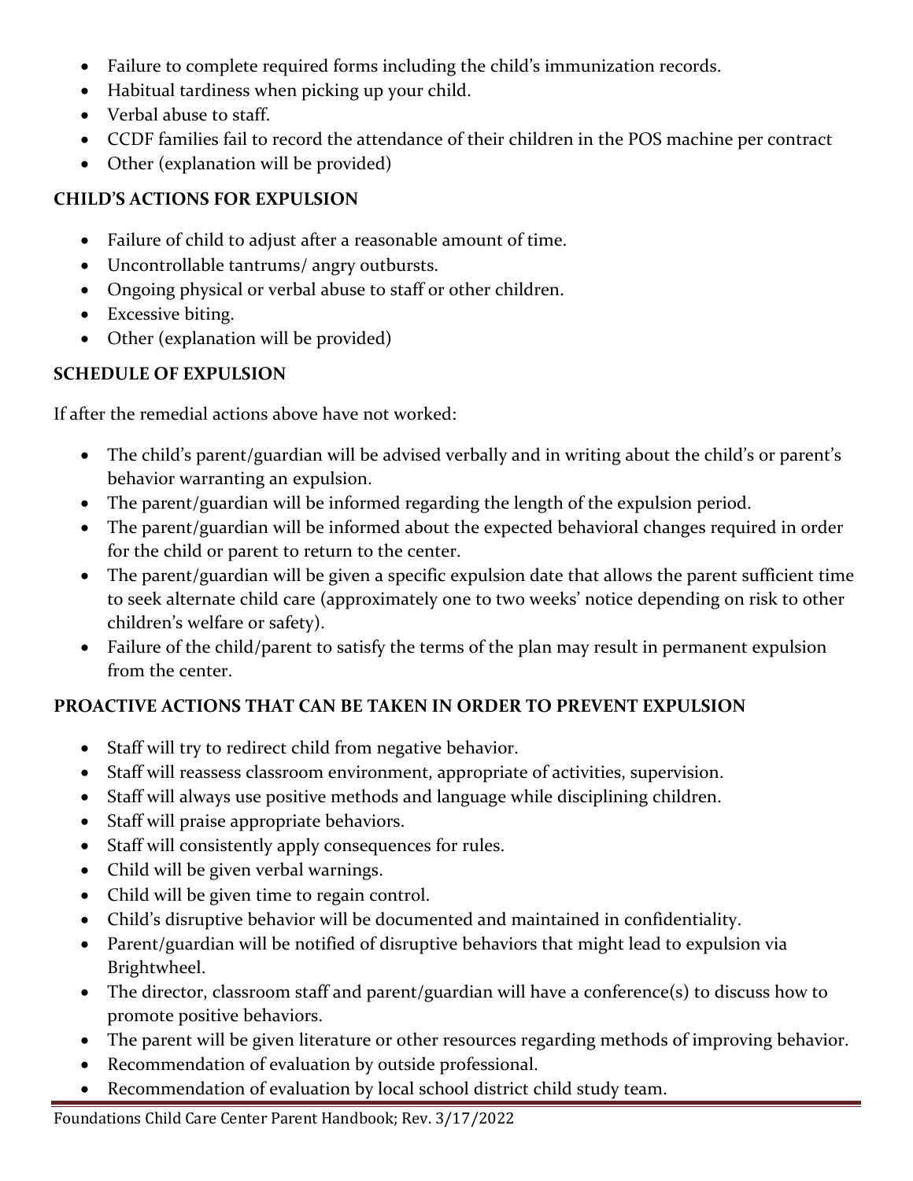- Failure to complete required forms including the child's immunization records.
- Habitual tardiness when picking up your child.
- Verbal abuse to staff.
- CCDF families fail to record the attendance of their children in the POS machine per contract
- Other (explanation will be provided)

**CHILD'S ACTIONS FOR EXPULSION**

- Failure of child to adjust after a reasonable amount of time.
- Uncontrollable tantrums/ angry outbursts.
- Ongoing physical or verbal abuse to staff or other children.
- Excessive biting.
- Other (explanation will be provided)

**SCHEDULE OF EXPULSION**

If after the remedial actions above have not worked:

- The child's parent/guardian will be advised verbally and in writing about the child's or parent's behavior warranting an expulsion.
- The parent/guardian will be informed regarding the length of the expulsion period.
- The parent/guardian will be informed about the expected behavioral changes required in order for the child or parent to return to the center.
- The parent/guardian will be given a specific expulsion date that allows the parent sufficient time to seek alternate child care (approximately one to two weeks' notice depending on risk to other children's welfare or safety).
- Failure of the child/parent to satisfy the terms of the plan may result in permanent expulsion from the center.

**PROACTIVE ACTIONS THAT CAN BE TAKEN IN ORDER TO PREVENT EXPULSION**

- Staff will try to redirect child from negative behavior.
- Staff will reassess classroom environment, appropriate of activities, supervision.
- Staff will always use positive methods and language while disciplining children.
- Staff will praise appropriate behaviors.
- Staff will consistently apply consequences for rules.
- Child will be given verbal warnings.
- Child will be given time to regain control.
- Child's disruptive behavior will be documented and maintained in confidentiality.
- Parent/guardian will be notified of disruptive behaviors that might lead to expulsion via Brightwheel.
- The director, classroom staff and parent/guardian will have a conference(s) to discuss how to promote positive behaviors.
- The parent will be given literature or other resources regarding methods of improving behavior.
- Recommendation of evaluation by outside professional.
- Recommendation of evaluation by local school district child study team.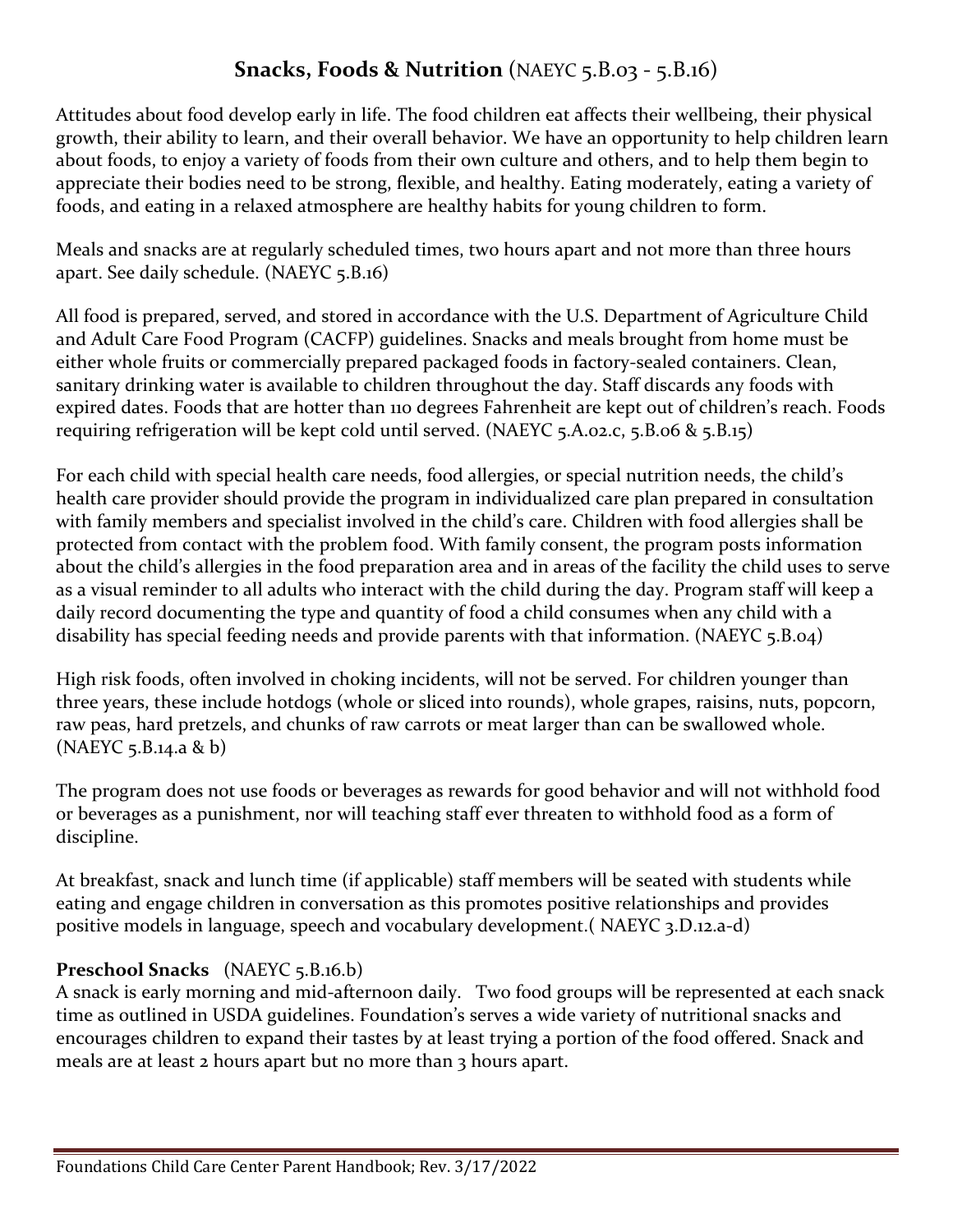## **Snacks, Foods & Nutrition** (NAEYC 5.B.03 - 5.B.16)

Attitudes about food develop early in life. The food children eat affects their wellbeing, their physical growth, their ability to learn, and their overall behavior. We have an opportunity to help children learn about foods, to enjoy a variety of foods from their own culture and others, and to help them begin to appreciate their bodies need to be strong, flexible, and healthy. Eating moderately, eating a variety of foods, and eating in a relaxed atmosphere are healthy habits for young children to form.

Meals and snacks are at regularly scheduled times, two hours apart and not more than three hours apart. See daily schedule. (NAEYC 5.B.16)

All food is prepared, served, and stored in accordance with the U.S. Department of Agriculture Child and Adult Care Food Program (CACFP) guidelines. Snacks and meals brought from home must be either whole fruits or commercially prepared packaged foods in factory-sealed containers. Clean, sanitary drinking water is available to children throughout the day. Staff discards any foods with expired dates. Foods that are hotter than 110 degrees Fahrenheit are kept out of children's reach. Foods requiring refrigeration will be kept cold until served. (NAEYC 5.A.02.c, 5.B.06 & 5.B.15)

For each child with special health care needs, food allergies, or special nutrition needs, the child's health care provider should provide the program in individualized care plan prepared in consultation with family members and specialist involved in the child's care. Children with food allergies shall be protected from contact with the problem food. With family consent, the program posts information about the child's allergies in the food preparation area and in areas of the facility the child uses to serve as a visual reminder to all adults who interact with the child during the day. Program staff will keep a daily record documenting the type and quantity of food a child consumes when any child with a disability has special feeding needs and provide parents with that information. (NAEYC 5.B.04)

High risk foods, often involved in choking incidents, will not be served. For children younger than three years, these include hotdogs (whole or sliced into rounds), whole grapes, raisins, nuts, popcorn, raw peas, hard pretzels, and chunks of raw carrots or meat larger than can be swallowed whole. (NAEYC 5.B.14.a & b)

The program does not use foods or beverages as rewards for good behavior and will not withhold food or beverages as a punishment, nor will teaching staff ever threaten to withhold food as a form of discipline.

At breakfast, snack and lunch time (if applicable) staff members will be seated with students while eating and engage children in conversation as this promotes positive relationships and provides positive models in language, speech and vocabulary development.( NAEYC 3.D.12.a-d)

### **Preschool Snacks** (NAEYC 5.B.16.b)

A snack is early morning and mid-afternoon daily. Two food groups will be represented at each snack time as outlined in USDA guidelines. Foundation's serves a wide variety of nutritional snacks and encourages children to expand their tastes by at least trying a portion of the food offered. Snack and meals are at least 2 hours apart but no more than 3 hours apart.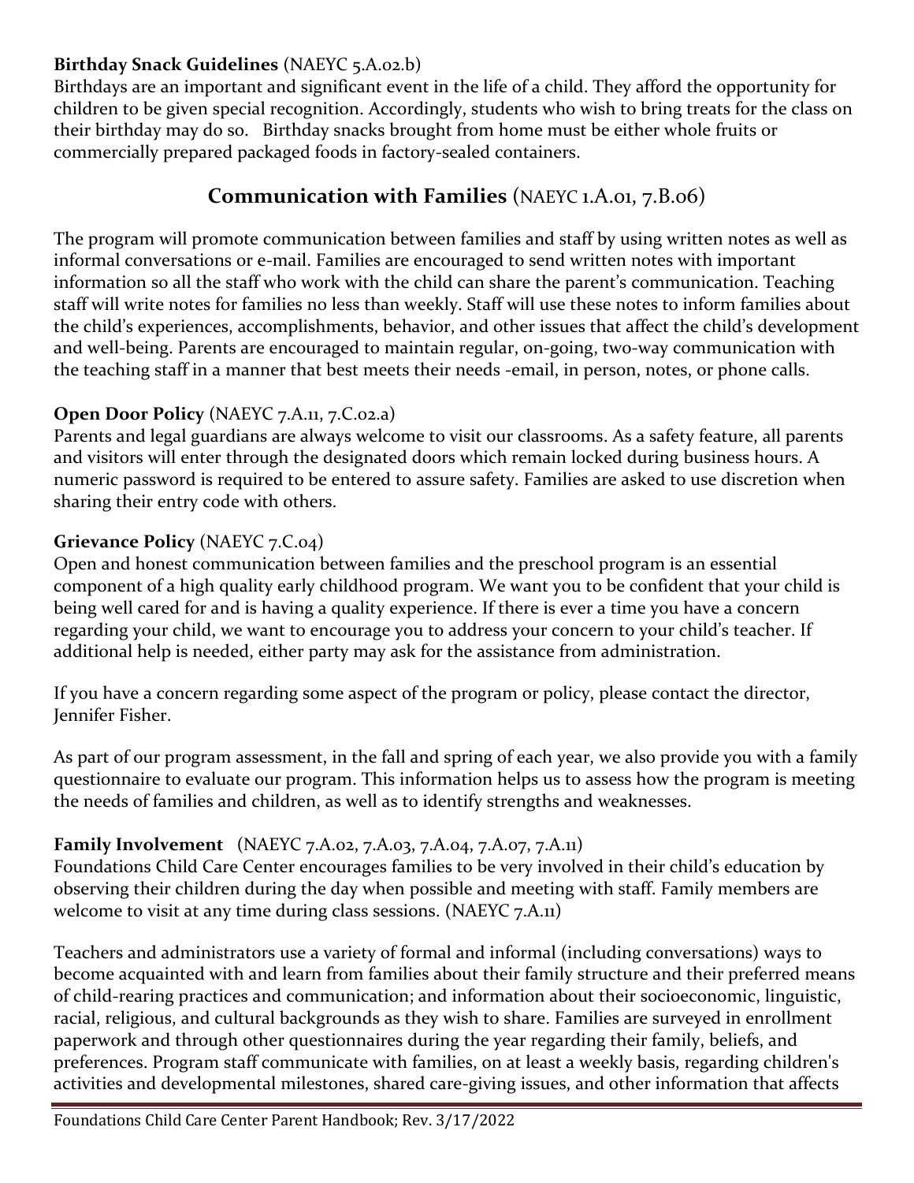**Birthday Snack Guidelines** (NAEYC 5.A.02.b)
Birthdays are an important and significant event in the life of a child. They afford the opportunity for children to be given special recognition. Accordingly, students who wish to bring treats for the class on their birthday may do so. Birthday snacks brought from home must be either whole fruits or commercially prepared packaged foods in factory-sealed containers.

## Communication with Families (NAEYC 1.A.01, 7.B.06)

The program will promote communication between families and staff by using written notes as well as informal conversations or e-mail. Families are encouraged to send written notes with important information so all the staff who work with the child can share the parent's communication. Teaching staff will write notes for families no less than weekly. Staff will use these notes to inform families about the child's experiences, accomplishments, behavior, and other issues that affect the child's development and well-being. Parents are encouraged to maintain regular, on-going, two-way communication with the teaching staff in a manner that best meets their needs -email, in person, notes, or phone calls.

**Open Door Policy** (NAEYC 7.A.11, 7.C.02.a)
Parents and legal guardians are always welcome to visit our classrooms. As a safety feature, all parents and visitors will enter through the designated doors which remain locked during business hours. A numeric password is required to be entered to assure safety. Families are asked to use discretion when sharing their entry code with others.

**Grievance Policy** (NAEYC 7.C.04)
Open and honest communication between families and the preschool program is an essential component of a high quality early childhood program. We want you to be confident that your child is being well cared for and is having a quality experience. If there is ever a time you have a concern regarding your child, we want to encourage you to address your concern to your child's teacher. If additional help is needed, either party may ask for the assistance from administration.

If you have a concern regarding some aspect of the program or policy, please contact the director, Jennifer Fisher.

As part of our program assessment, in the fall and spring of each year, we also provide you with a family questionnaire to evaluate our program. This information helps us to assess how the program is meeting the needs of families and children, as well as to identify strengths and weaknesses.

**Family Involvement** (NAEYC 7.A.02, 7.A.03, 7.A.04, 7.A.07, 7.A.11)
Foundations Child Care Center encourages families to be very involved in their child's education by observing their children during the day when possible and meeting with staff. Family members are welcome to visit at any time during class sessions. (NAEYC 7.A.11)

Teachers and administrators use a variety of formal and informal (including conversations) ways to become acquainted with and learn from families about their family structure and their preferred means of child-rearing practices and communication; and information about their socioeconomic, linguistic, racial, religious, and cultural backgrounds as they wish to share. Families are surveyed in enrollment paperwork and through other questionnaires during the year regarding their family, beliefs, and preferences. Program staff communicate with families, on at least a weekly basis, regarding children's activities and developmental milestones, shared care-giving issues, and other information that affects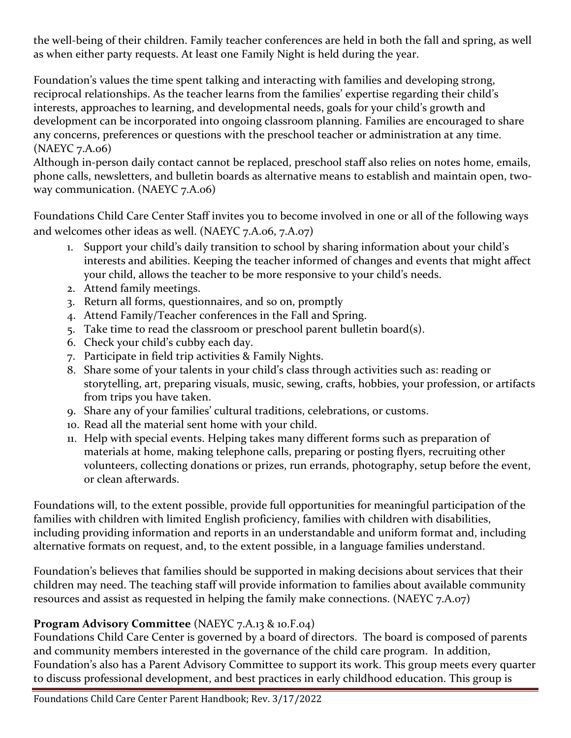the well-being of their children. Family teacher conferences are held in both the fall and spring, as well as when either party requests. At least one Family Night is held during the year.

Foundation's values the time spent talking and interacting with families and developing strong, reciprocal relationships. As the teacher learns from the families' expertise regarding their child's interests, approaches to learning, and developmental needs, goals for your child's growth and development can be incorporated into ongoing classroom planning. Families are encouraged to share any concerns, preferences or questions with the preschool teacher or administration at any time. (NAEYC 7.A.06)

Although in-person daily contact cannot be replaced, preschool staff also relies on notes home, emails, phone calls, newsletters, and bulletin boards as alternative means to establish and maintain open, two-way communication. (NAEYC 7.A.06)

Foundations Child Care Center Staff invites you to become involved in one or all of the following ways and welcomes other ideas as well. (NAEYC 7.A.06, 7.A.07)

1. Support your child's daily transition to school by sharing information about your child's interests and abilities. Keeping the teacher informed of changes and events that might affect your child, allows the teacher to be more responsive to your child's needs.
2. Attend family meetings.
3. Return all forms, questionnaires, and so on, promptly
4. Attend Family/Teacher conferences in the Fall and Spring.
5. Take time to read the classroom or preschool parent bulletin board(s).
6. Check your child's cubby each day.
7. Participate in field trip activities & Family Nights.
8. Share some of your talents in your child's class through activities such as: reading or storytelling, art, preparing visuals, music, sewing, crafts, hobbies, your profession, or artifacts from trips you have taken.
9. Share any of your families' cultural traditions, celebrations, or customs.
10. Read all the material sent home with your child.
11. Help with special events. Helping takes many different forms such as preparation of materials at home, making telephone calls, preparing or posting flyers, recruiting other volunteers, collecting donations or prizes, run errands, photography, setup before the event, or clean afterwards.

Foundations will, to the extent possible, provide full opportunities for meaningful participation of the families with children with limited English proficiency, families with children with disabilities, including providing information and reports in an understandable and uniform format and, including alternative formats on request, and, to the extent possible, in a language families understand.

Foundation's believes that families should be supported in making decisions about services that their children may need. The teaching staff will provide information to families about available community resources and assist as requested in helping the family make connections. (NAEYC 7.A.07)

**Program Advisory Committee** (NAEYC 7.A.13 & 10.F.04)

Foundations Child Care Center is governed by a board of directors. The board is composed of parents and community members interested in the governance of the child care program. In addition, Foundation's also has a Parent Advisory Committee to support its work. This group meets every quarter to discuss professional development, and best practices in early childhood education. This group is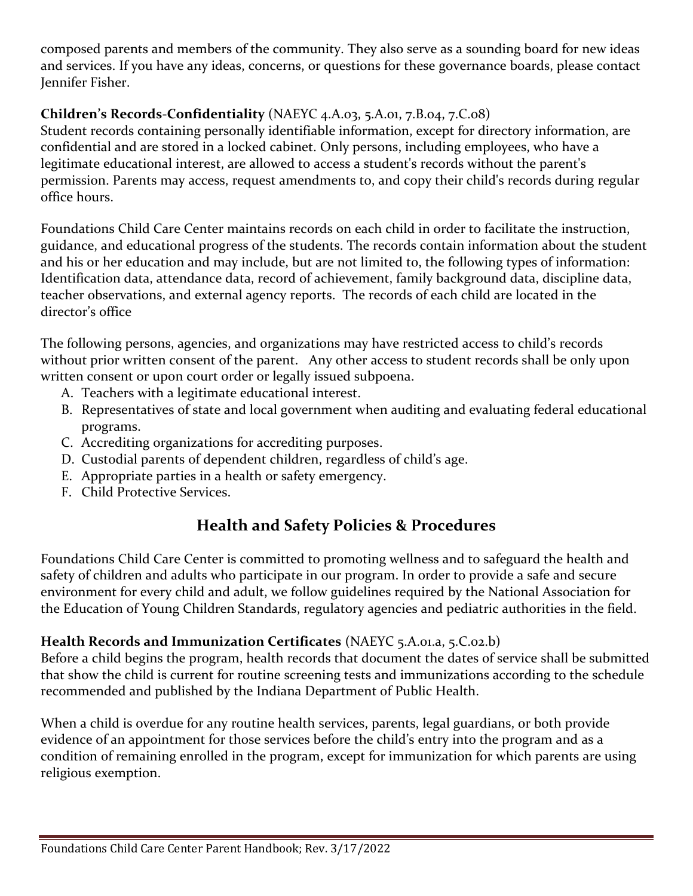composed parents and members of the community. They also serve as a sounding board for new ideas and services. If you have any ideas, concerns, or questions for these governance boards, please contact Jennifer Fisher.

**Children's Records-Confidentiality** (NAEYC 4.A.03, 5.A.01, 7.B.04, 7.C.08)
Student records containing personally identifiable information, except for directory information, are confidential and are stored in a locked cabinet. Only persons, including employees, who have a legitimate educational interest, are allowed to access a student's records without the parent's permission. Parents may access, request amendments to, and copy their child's records during regular office hours.

Foundations Child Care Center maintains records on each child in order to facilitate the instruction, guidance, and educational progress of the students. The records contain information about the student and his or her education and may include, but are not limited to, the following types of information: Identification data, attendance data, record of achievement, family background data, discipline data, teacher observations, and external agency reports. The records of each child are located in the director's office

The following persons, agencies, and organizations may have restricted access to child's records without prior written consent of the parent. Any other access to student records shall be only upon written consent or upon court order or legally issued subpoena.

A. Teachers with a legitimate educational interest.
B. Representatives of state and local government when auditing and evaluating federal educational programs.
C. Accrediting organizations for accrediting purposes.
D. Custodial parents of dependent children, regardless of child's age.
E. Appropriate parties in a health or safety emergency.
F. Child Protective Services.

## Health and Safety Policies & Procedures

Foundations Child Care Center is committed to promoting wellness and to safeguard the health and safety of children and adults who participate in our program. In order to provide a safe and secure environment for every child and adult, we follow guidelines required by the National Association for the Education of Young Children Standards, regulatory agencies and pediatric authorities in the field.

**Health Records and Immunization Certificates** (NAEYC 5.A.01.a, 5.C.02.b)
Before a child begins the program, health records that document the dates of service shall be submitted that show the child is current for routine screening tests and immunizations according to the schedule recommended and published by the Indiana Department of Public Health.

When a child is overdue for any routine health services, parents, legal guardians, or both provide evidence of an appointment for those services before the child's entry into the program and as a condition of remaining enrolled in the program, except for immunization for which parents are using religious exemption.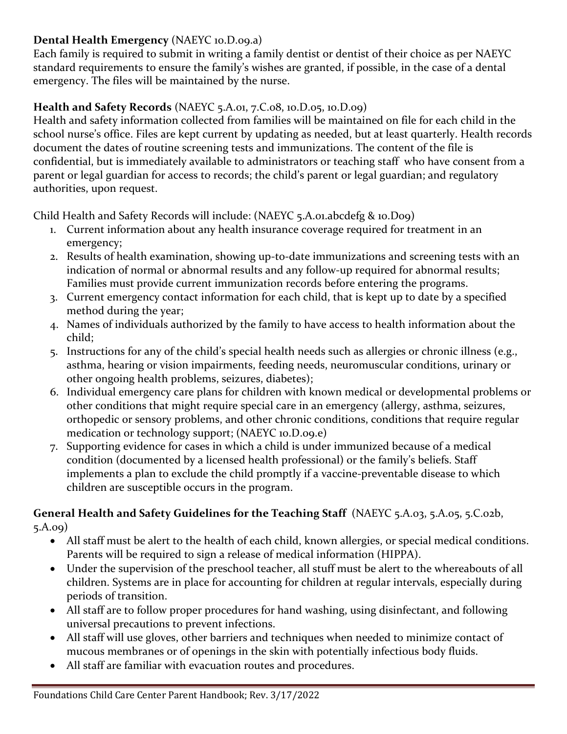**Dental Health Emergency** (NAEYC 10.D.09.a)

Each family is required to submit in writing a family dentist or dentist of their choice as per NAEYC standard requirements to ensure the family's wishes are granted, if possible, in the case of a dental emergency. The files will be maintained by the nurse.

**Health and Safety Records** (NAEYC 5.A.01, 7.C.08, 10.D.05, 10.D.09)

Health and safety information collected from families will be maintained on file for each child in the school nurse's office. Files are kept current by updating as needed, but at least quarterly. Health records document the dates of routine screening tests and immunizations. The content of the file is confidential, but is immediately available to administrators or teaching staff who have consent from a parent or legal guardian for access to records; the child's parent or legal guardian; and regulatory authorities, upon request.

Child Health and Safety Records will include: (NAEYC 5.A.01.abcdefg & 10.D09)

1. Current information about any health insurance coverage required for treatment in an emergency;
2. Results of health examination, showing up-to-date immunizations and screening tests with an indication of normal or abnormal results and any follow-up required for abnormal results; Families must provide current immunization records before entering the programs.
3. Current emergency contact information for each child, that is kept up to date by a specified method during the year;
4. Names of individuals authorized by the family to have access to health information about the child;
5. Instructions for any of the child's special health needs such as allergies or chronic illness (e.g., asthma, hearing or vision impairments, feeding needs, neuromuscular conditions, urinary or other ongoing health problems, seizures, diabetes);
6. Individual emergency care plans for children with known medical or developmental problems or other conditions that might require special care in an emergency (allergy, asthma, seizures, orthopedic or sensory problems, and other chronic conditions, conditions that require regular medication or technology support; (NAEYC 10.D.09.e)
7. Supporting evidence for cases in which a child is under immunized because of a medical condition (documented by a licensed health professional) or the family's beliefs. Staff implements a plan to exclude the child promptly if a vaccine-preventable disease to which children are susceptible occurs in the program.

**General Health and Safety Guidelines for the Teaching Staff** (NAEYC 5.A.03, 5.A.05, 5.C.02b, 5.A.09)

- All staff must be alert to the health of each child, known allergies, or special medical conditions. Parents will be required to sign a release of medical information (HIPPA).
- Under the supervision of the preschool teacher, all stuff must be alert to the whereabouts of all children. Systems are in place for accounting for children at regular intervals, especially during periods of transition.
- All staff are to follow proper procedures for hand washing, using disinfectant, and following universal precautions to prevent infections.
- All staff will use gloves, other barriers and techniques when needed to minimize contact of mucous membranes or of openings in the skin with potentially infectious body fluids.
- All staff are familiar with evacuation routes and procedures.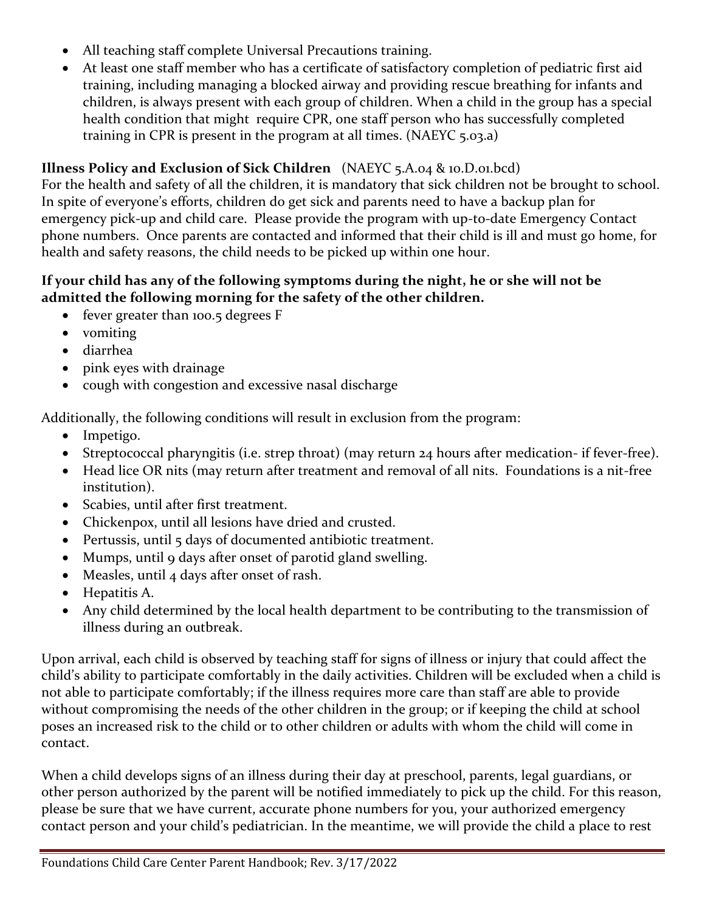- All teaching staff complete Universal Precautions training.
- At least one staff member who has a certificate of satisfactory completion of pediatric first aid training, including managing a blocked airway and providing rescue breathing for infants and children, is always present with each group of children. When a child in the group has a special health condition that might require CPR, one staff person who has successfully completed training in CPR is present in the program at all times. (NAEYC 5.03.a)

**Illness Policy and Exclusion of Sick Children** (NAEYC 5.A.04 & 10.D.01.bcd)

For the health and safety of all the children, it is mandatory that sick children not be brought to school. In spite of everyone's efforts, children do get sick and parents need to have a backup plan for emergency pick-up and child care. Please provide the program with up-to-date Emergency Contact phone numbers. Once parents are contacted and informed that their child is ill and must go home, for health and safety reasons, the child needs to be picked up within one hour.

**If your child has any of the following symptoms during the night, he or she will not be admitted the following morning for the safety of the other children.**

- fever greater than 100.5 degrees F
- vomiting
- diarrhea
- pink eyes with drainage
- cough with congestion and excessive nasal discharge

Additionally, the following conditions will result in exclusion from the program:

- Impetigo.
- Streptococcal pharyngitis (i.e. strep throat) (may return 24 hours after medication- if fever-free).
- Head lice OR nits (may return after treatment and removal of all nits. Foundations is a nit-free institution).
- Scabies, until after first treatment.
- Chickenpox, until all lesions have dried and crusted.
- Pertussis, until 5 days of documented antibiotic treatment.
- Mumps, until 9 days after onset of parotid gland swelling.
- Measles, until 4 days after onset of rash.
- Hepatitis A.
- Any child determined by the local health department to be contributing to the transmission of illness during an outbreak.

Upon arrival, each child is observed by teaching staff for signs of illness or injury that could affect the child's ability to participate comfortably in the daily activities. Children will be excluded when a child is not able to participate comfortably; if the illness requires more care than staff are able to provide without compromising the needs of the other children in the group; or if keeping the child at school poses an increased risk to the child or to other children or adults with whom the child will come in contact.

When a child develops signs of an illness during their day at preschool, parents, legal guardians, or other person authorized by the parent will be notified immediately to pick up the child. For this reason, please be sure that we have current, accurate phone numbers for you, your authorized emergency contact person and your child's pediatrician. In the meantime, we will provide the child a place to rest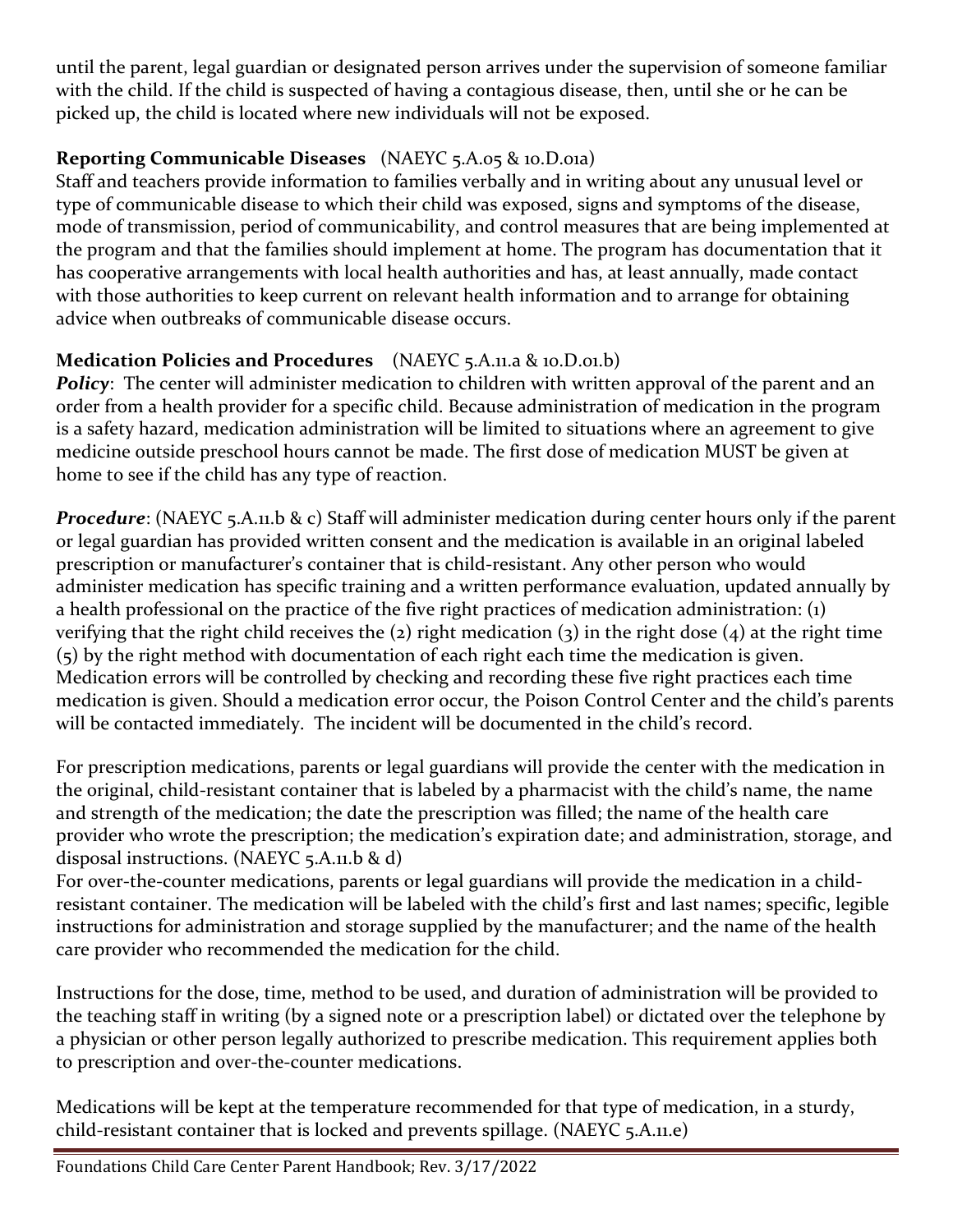until the parent, legal guardian or designated person arrives under the supervision of someone familiar with the child. If the child is suspected of having a contagious disease, then, until she or he can be picked up, the child is located where new individuals will not be exposed.

**Reporting Communicable Diseases** (NAEYC 5.A.05 & 10.D.01a)
Staff and teachers provide information to families verbally and in writing about any unusual level or type of communicable disease to which their child was exposed, signs and symptoms of the disease, mode of transmission, period of communicability, and control measures that are being implemented at the program and that the families should implement at home. The program has documentation that it has cooperative arrangements with local health authorities and has, at least annually, made contact with those authorities to keep current on relevant health information and to arrange for obtaining advice when outbreaks of communicable disease occurs.

**Medication Policies and Procedures** (NAEYC 5.A.11.a & 10.D.01.b)
***Policy***: The center will administer medication to children with written approval of the parent and an order from a health provider for a specific child. Because administration of medication in the program is a safety hazard, medication administration will be limited to situations where an agreement to give medicine outside preschool hours cannot be made. The first dose of medication MUST be given at home to see if the child has any type of reaction.

***Procedure***: (NAEYC 5.A.11.b & c) Staff will administer medication during center hours only if the parent or legal guardian has provided written consent and the medication is available in an original labeled prescription or manufacturer's container that is child-resistant. Any other person who would administer medication has specific training and a written performance evaluation, updated annually by a health professional on the practice of the five right practices of medication administration: (1) verifying that the right child receives the (2) right medication (3) in the right dose (4) at the right time (5) by the right method with documentation of each right each time the medication is given. Medication errors will be controlled by checking and recording these five right practices each time medication is given. Should a medication error occur, the Poison Control Center and the child's parents will be contacted immediately. The incident will be documented in the child's record.

For prescription medications, parents or legal guardians will provide the center with the medication in the original, child-resistant container that is labeled by a pharmacist with the child's name, the name and strength of the medication; the date the prescription was filled; the name of the health care provider who wrote the prescription; the medication's expiration date; and administration, storage, and disposal instructions. (NAEYC 5.A.11.b & d)
For over-the-counter medications, parents or legal guardians will provide the medication in a child-resistant container. The medication will be labeled with the child's first and last names; specific, legible instructions for administration and storage supplied by the manufacturer; and the name of the health care provider who recommended the medication for the child.

Instructions for the dose, time, method to be used, and duration of administration will be provided to the teaching staff in writing (by a signed note or a prescription label) or dictated over the telephone by a physician or other person legally authorized to prescribe medication. This requirement applies both to prescription and over-the-counter medications.

Medications will be kept at the temperature recommended for that type of medication, in a sturdy, child-resistant container that is locked and prevents spillage. (NAEYC 5.A.11.e)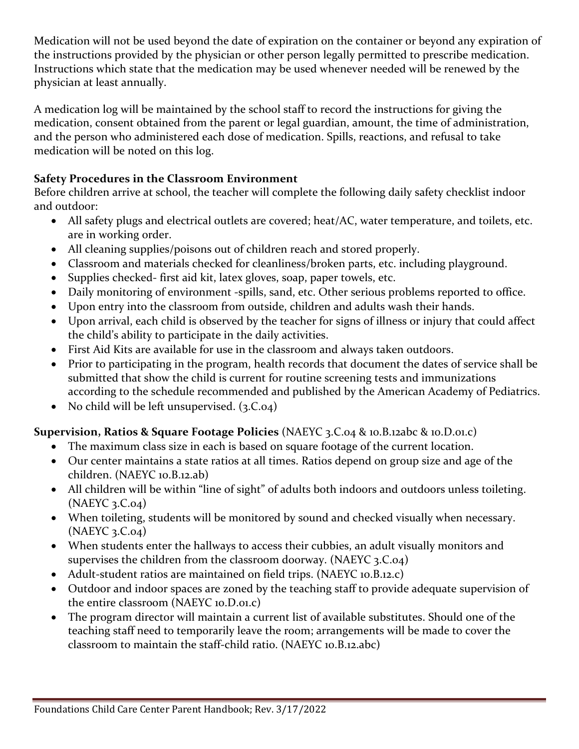Medication will not be used beyond the date of expiration on the container or beyond any expiration of the instructions provided by the physician or other person legally permitted to prescribe medication. Instructions which state that the medication may be used whenever needed will be renewed by the physician at least annually.

A medication log will be maintained by the school staff to record the instructions for giving the medication, consent obtained from the parent or legal guardian, amount, the time of administration, and the person who administered each dose of medication. Spills, reactions, and refusal to take medication will be noted on this log.

**Safety Procedures in the Classroom Environment**

Before children arrive at school, the teacher will complete the following daily safety checklist indoor and outdoor:

- All safety plugs and electrical outlets are covered; heat/AC, water temperature, and toilets, etc. are in working order.
- All cleaning supplies/poisons out of children reach and stored properly.
- Classroom and materials checked for cleanliness/broken parts, etc. including playground.
- Supplies checked- first aid kit, latex gloves, soap, paper towels, etc.
- Daily monitoring of environment -spills, sand, etc. Other serious problems reported to office.
- Upon entry into the classroom from outside, children and adults wash their hands.
- Upon arrival, each child is observed by the teacher for signs of illness or injury that could affect the child's ability to participate in the daily activities.
- First Aid Kits are available for use in the classroom and always taken outdoors.
- Prior to participating in the program, health records that document the dates of service shall be submitted that show the child is current for routine screening tests and immunizations according to the schedule recommended and published by the American Academy of Pediatrics.
- No child will be left unsupervised. (3.C.04)

**Supervision, Ratios & Square Footage Policies** (NAEYC 3.C.04 & 10.B.12abc & 10.D.01.c)

- The maximum class size in each is based on square footage of the current location.
- Our center maintains a state ratios at all times. Ratios depend on group size and age of the children. (NAEYC 10.B.12.ab)
- All children will be within "line of sight" of adults both indoors and outdoors unless toileting. (NAEYC 3.C.04)
- When toileting, students will be monitored by sound and checked visually when necessary. (NAEYC 3.C.04)
- When students enter the hallways to access their cubbies, an adult visually monitors and supervises the children from the classroom doorway. (NAEYC 3.C.04)
- Adult-student ratios are maintained on field trips. (NAEYC 10.B.12.c)
- Outdoor and indoor spaces are zoned by the teaching staff to provide adequate supervision of the entire classroom (NAEYC 10.D.01.c)
- The program director will maintain a current list of available substitutes. Should one of the teaching staff need to temporarily leave the room; arrangements will be made to cover the classroom to maintain the staff-child ratio. (NAEYC 10.B.12.abc)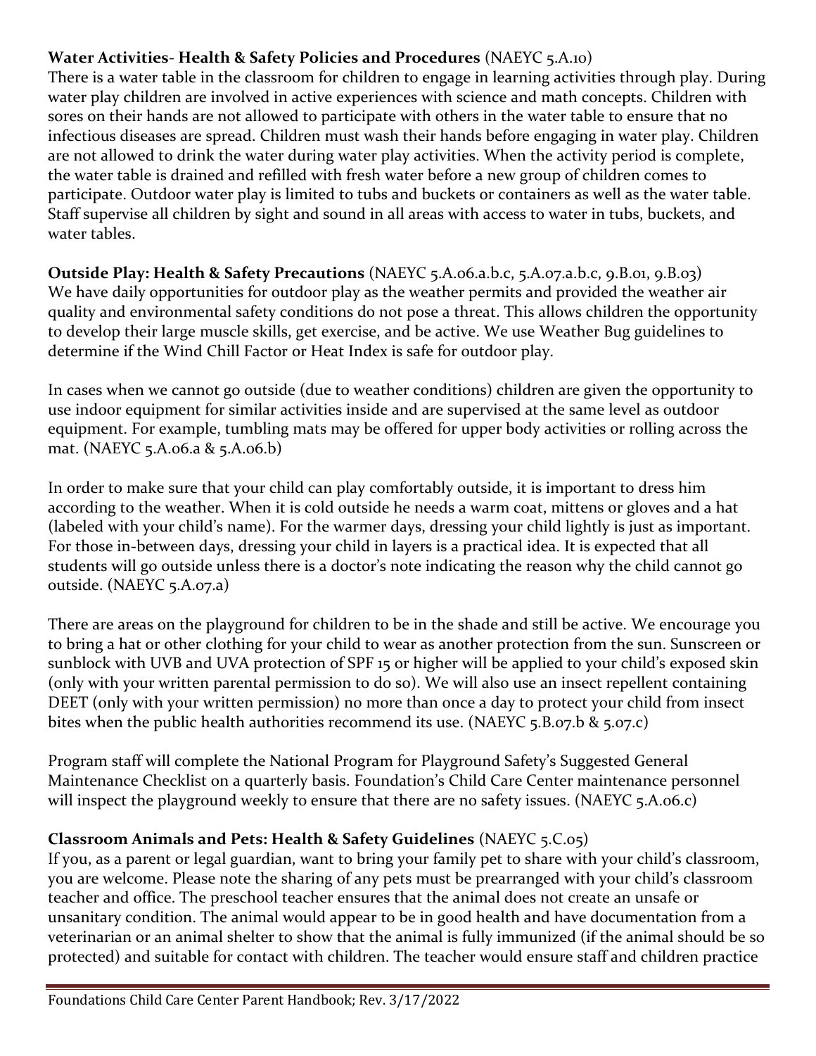**Water Activities- Health & Safety Policies and Procedures** (NAEYC 5.A.10)

There is a water table in the classroom for children to engage in learning activities through play. During water play children are involved in active experiences with science and math concepts. Children with sores on their hands are not allowed to participate with others in the water table to ensure that no infectious diseases are spread. Children must wash their hands before engaging in water play. Children are not allowed to drink the water during water play activities. When the activity period is complete, the water table is drained and refilled with fresh water before a new group of children comes to participate. Outdoor water play is limited to tubs and buckets or containers as well as the water table. Staff supervise all children by sight and sound in all areas with access to water in tubs, buckets, and water tables.

**Outside Play: Health & Safety Precautions** (NAEYC 5.A.06.a.b.c, 5.A.07.a.b.c, 9.B.01, 9.B.03)

We have daily opportunities for outdoor play as the weather permits and provided the weather air quality and environmental safety conditions do not pose a threat. This allows children the opportunity to develop their large muscle skills, get exercise, and be active. We use Weather Bug guidelines to determine if the Wind Chill Factor or Heat Index is safe for outdoor play.

In cases when we cannot go outside (due to weather conditions) children are given the opportunity to use indoor equipment for similar activities inside and are supervised at the same level as outdoor equipment. For example, tumbling mats may be offered for upper body activities or rolling across the mat. (NAEYC 5.A.06.a & 5.A.06.b)

In order to make sure that your child can play comfortably outside, it is important to dress him according to the weather. When it is cold outside he needs a warm coat, mittens or gloves and a hat (labeled with your child's name). For the warmer days, dressing your child lightly is just as important. For those in-between days, dressing your child in layers is a practical idea. It is expected that all students will go outside unless there is a doctor's note indicating the reason why the child cannot go outside. (NAEYC 5.A.07.a)

There are areas on the playground for children to be in the shade and still be active. We encourage you to bring a hat or other clothing for your child to wear as another protection from the sun. Sunscreen or sunblock with UVB and UVA protection of SPF 15 or higher will be applied to your child's exposed skin (only with your written parental permission to do so). We will also use an insect repellent containing DEET (only with your written permission) no more than once a day to protect your child from insect bites when the public health authorities recommend its use. (NAEYC 5.B.07.b & 5.07.c)

Program staff will complete the National Program for Playground Safety's Suggested General Maintenance Checklist on a quarterly basis. Foundation's Child Care Center maintenance personnel will inspect the playground weekly to ensure that there are no safety issues. (NAEYC 5.A.06.c)

**Classroom Animals and Pets: Health & Safety Guidelines** (NAEYC 5.C.05)

If you, as a parent or legal guardian, want to bring your family pet to share with your child's classroom, you are welcome. Please note the sharing of any pets must be prearranged with your child's classroom teacher and office. The preschool teacher ensures that the animal does not create an unsafe or unsanitary condition. The animal would appear to be in good health and have documentation from a veterinarian or an animal shelter to show that the animal is fully immunized (if the animal should be so protected) and suitable for contact with children. The teacher would ensure staff and children practice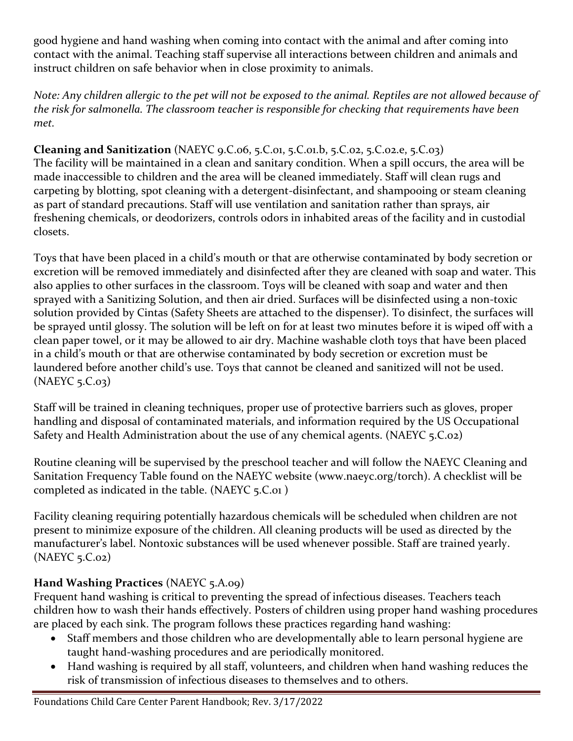good hygiene and hand washing when coming into contact with the animal and after coming into contact with the animal. Teaching staff supervise all interactions between children and animals and instruct children on safe behavior when in close proximity to animals.

*Note: Any children allergic to the pet will not be exposed to the animal. Reptiles are not allowed because of the risk for salmonella. The classroom teacher is responsible for checking that requirements have been met.*

**Cleaning and Sanitization** (NAEYC 9.C.06, 5.C.01, 5.C.01.b, 5.C.02, 5.C.02.e, 5.C.03)
The facility will be maintained in a clean and sanitary condition. When a spill occurs, the area will be made inaccessible to children and the area will be cleaned immediately. Staff will clean rugs and carpeting by blotting, spot cleaning with a detergent-disinfectant, and shampooing or steam cleaning as part of standard precautions. Staff will use ventilation and sanitation rather than sprays, air freshening chemicals, or deodorizers, controls odors in inhabited areas of the facility and in custodial closets.

Toys that have been placed in a child's mouth or that are otherwise contaminated by body secretion or excretion will be removed immediately and disinfected after they are cleaned with soap and water. This also applies to other surfaces in the classroom. Toys will be cleaned with soap and water and then sprayed with a Sanitizing Solution, and then air dried. Surfaces will be disinfected using a non-toxic solution provided by Cintas (Safety Sheets are attached to the dispenser). To disinfect, the surfaces will be sprayed until glossy. The solution will be left on for at least two minutes before it is wiped off with a clean paper towel, or it may be allowed to air dry. Machine washable cloth toys that have been placed in a child's mouth or that are otherwise contaminated by body secretion or excretion must be laundered before another child's use. Toys that cannot be cleaned and sanitized will not be used. (NAEYC 5.C.03)

Staff will be trained in cleaning techniques, proper use of protective barriers such as gloves, proper handling and disposal of contaminated materials, and information required by the US Occupational Safety and Health Administration about the use of any chemical agents. (NAEYC 5.C.02)

Routine cleaning will be supervised by the preschool teacher and will follow the NAEYC Cleaning and Sanitation Frequency Table found on the NAEYC website (www.naeyc.org/torch). A checklist will be completed as indicated in the table. (NAEYC 5.C.01 )

Facility cleaning requiring potentially hazardous chemicals will be scheduled when children are not present to minimize exposure of the children. All cleaning products will be used as directed by the manufacturer's label. Nontoxic substances will be used whenever possible. Staff are trained yearly. (NAEYC 5.C.02)

**Hand Washing Practices** (NAEYC 5.A.09)
Frequent hand washing is critical to preventing the spread of infectious diseases. Teachers teach children how to wash their hands effectively. Posters of children using proper hand washing procedures are placed by each sink. The program follows these practices regarding hand washing:

- Staff members and those children who are developmentally able to learn personal hygiene are taught hand-washing procedures and are periodically monitored.
- Hand washing is required by all staff, volunteers, and children when hand washing reduces the risk of transmission of infectious diseases to themselves and to others.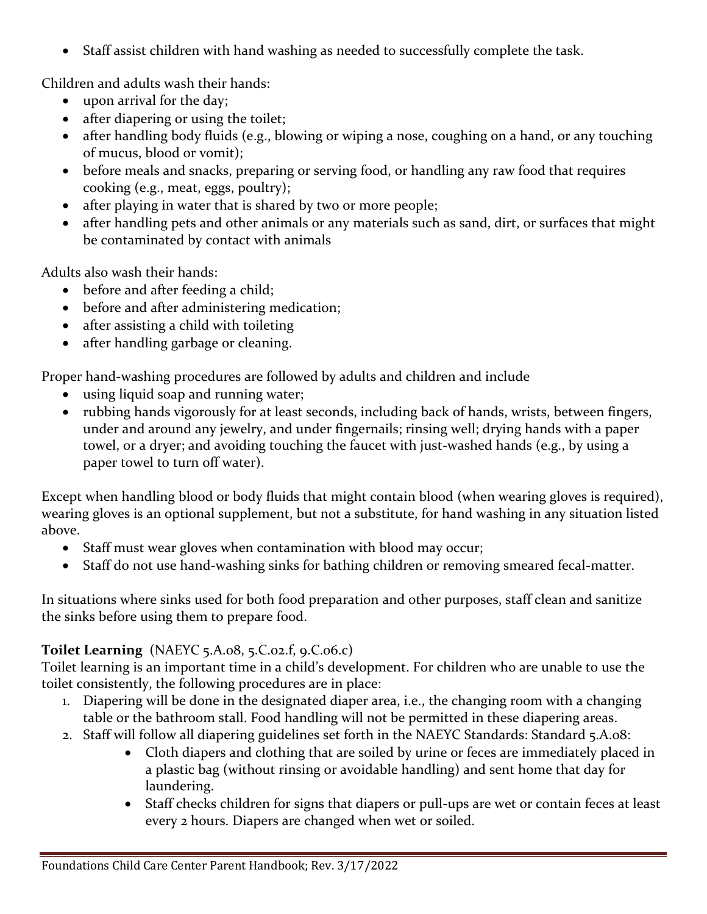- Staff assist children with hand washing as needed to successfully complete the task.

Children and adults wash their hands:

- upon arrival for the day;
- after diapering or using the toilet;
- after handling body fluids (e.g., blowing or wiping a nose, coughing on a hand, or any touching of mucus, blood or vomit);
- before meals and snacks, preparing or serving food, or handling any raw food that requires cooking (e.g., meat, eggs, poultry);
- after playing in water that is shared by two or more people;
- after handling pets and other animals or any materials such as sand, dirt, or surfaces that might be contaminated by contact with animals

Adults also wash their hands:

- before and after feeding a child;
- before and after administering medication;
- after assisting a child with toileting
- after handling garbage or cleaning.

Proper hand-washing procedures are followed by adults and children and include

- using liquid soap and running water;
- rubbing hands vigorously for at least seconds, including back of hands, wrists, between fingers, under and around any jewelry, and under fingernails; rinsing well; drying hands with a paper towel, or a dryer; and avoiding touching the faucet with just-washed hands (e.g., by using a paper towel to turn off water).

Except when handling blood or body fluids that might contain blood (when wearing gloves is required), wearing gloves is an optional supplement, but not a substitute, for hand washing in any situation listed above.

- Staff must wear gloves when contamination with blood may occur;
- Staff do not use hand-washing sinks for bathing children or removing smeared fecal-matter.

In situations where sinks used for both food preparation and other purposes, staff clean and sanitize the sinks before using them to prepare food.

**Toilet Learning** (NAEYC 5.A.08, 5.C.02.f, 9.C.06.c)
Toilet learning is an important time in a child's development. For children who are unable to use the toilet consistently, the following procedures are in place:

1. Diapering will be done in the designated diaper area, i.e., the changing room with a changing table or the bathroom stall. Food handling will not be permitted in these diapering areas.
2. Staff will follow all diapering guidelines set forth in the NAEYC Standards: Standard 5.A.08:
    - Cloth diapers and clothing that are soiled by urine or feces are immediately placed in a plastic bag (without rinsing or avoidable handling) and sent home that day for laundering.
    - Staff checks children for signs that diapers or pull-ups are wet or contain feces at least every 2 hours. Diapers are changed when wet or soiled.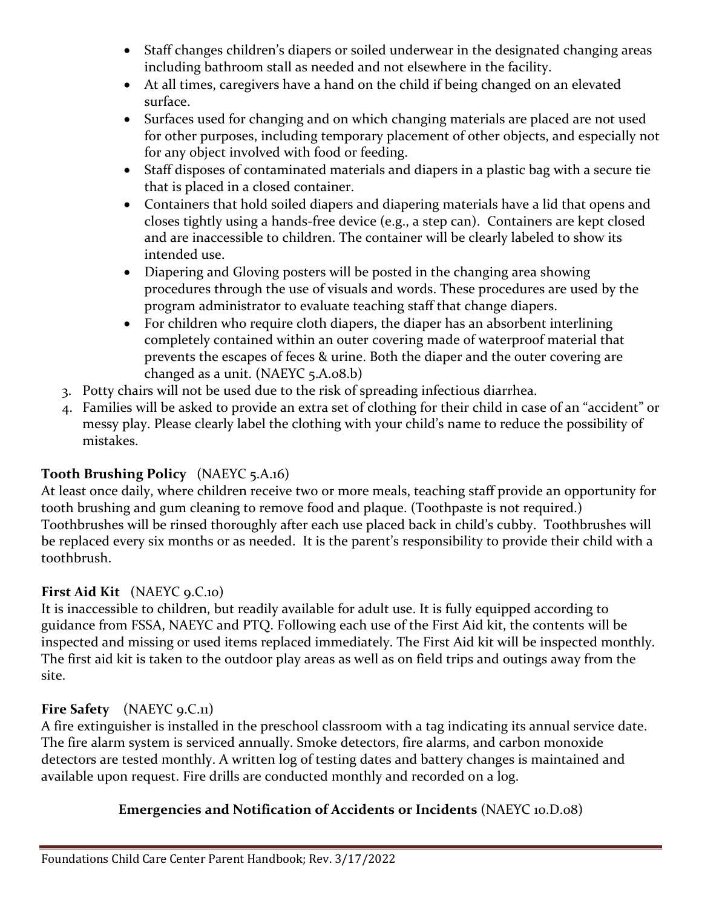- Staff changes children's diapers or soiled underwear in the designated changing areas including bathroom stall as needed and not elsewhere in the facility.
- At all times, caregivers have a hand on the child if being changed on an elevated surface.
- Surfaces used for changing and on which changing materials are placed are not used for other purposes, including temporary placement of other objects, and especially not for any object involved with food or feeding.
- Staff disposes of contaminated materials and diapers in a plastic bag with a secure tie that is placed in a closed container.
- Containers that hold soiled diapers and diapering materials have a lid that opens and closes tightly using a hands-free device (e.g., a step can). Containers are kept closed and are inaccessible to children. The container will be clearly labeled to show its intended use.
- Diapering and Gloving posters will be posted in the changing area showing procedures through the use of visuals and words. These procedures are used by the program administrator to evaluate teaching staff that change diapers.
- For children who require cloth diapers, the diaper has an absorbent interlining completely contained within an outer covering made of waterproof material that prevents the escapes of feces & urine. Both the diaper and the outer covering are changed as a unit. (NAEYC 5.A.08.b)

3. Potty chairs will not be used due to the risk of spreading infectious diarrhea.
4. Families will be asked to provide an extra set of clothing for their child in case of an "accident" or messy play. Please clearly label the clothing with your child's name to reduce the possibility of mistakes.

**Tooth Brushing Policy** (NAEYC 5.A.16)

At least once daily, where children receive two or more meals, teaching staff provide an opportunity for tooth brushing and gum cleaning to remove food and plaque. (Toothpaste is not required.) Toothbrushes will be rinsed thoroughly after each use placed back in child's cubby. Toothbrushes will be replaced every six months or as needed. It is the parent's responsibility to provide their child with a toothbrush.

**First Aid Kit** (NAEYC 9.C.10)

It is inaccessible to children, but readily available for adult use. It is fully equipped according to guidance from FSSA, NAEYC and PTQ. Following each use of the First Aid kit, the contents will be inspected and missing or used items replaced immediately. The First Aid kit will be inspected monthly. The first aid kit is taken to the outdoor play areas as well as on field trips and outings away from the site.

**Fire Safety** (NAEYC 9.C.11)

A fire extinguisher is installed in the preschool classroom with a tag indicating its annual service date. The fire alarm system is serviced annually. Smoke detectors, fire alarms, and carbon monoxide detectors are tested monthly. A written log of testing dates and battery changes is maintained and available upon request. Fire drills are conducted monthly and recorded on a log.

**Emergencies and Notification of Accidents or Incidents** (NAEYC 10.D.08)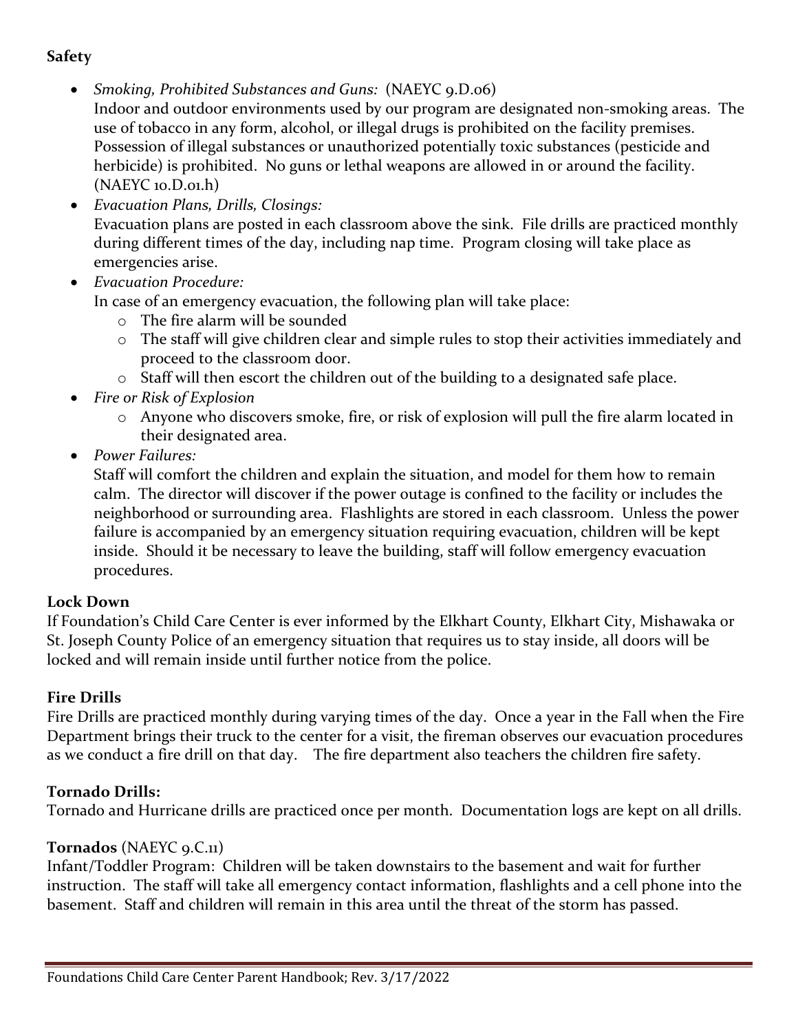**Safety**

- *Smoking, Prohibited Substances and Guns:* (NAEYC 9.D.06)
  Indoor and outdoor environments used by our program are designated non-smoking areas. The use of tobacco in any form, alcohol, or illegal drugs is prohibited on the facility premises. Possession of illegal substances or unauthorized potentially toxic substances (pesticide and herbicide) is prohibited. No guns or lethal weapons are allowed in or around the facility. (NAEYC 10.D.01.h)
- *Evacuation Plans, Drills, Closings:*
  Evacuation plans are posted in each classroom above the sink. File drills are practiced monthly during different times of the day, including nap time. Program closing will take place as emergencies arise.
- *Evacuation Procedure:*
  In case of an emergency evacuation, the following plan will take place:
  - The fire alarm will be sounded
  - The staff will give children clear and simple rules to stop their activities immediately and proceed to the classroom door.
  - Staff will then escort the children out of the building to a designated safe place.
- *Fire or Risk of Explosion*
  - Anyone who discovers smoke, fire, or risk of explosion will pull the fire alarm located in their designated area.
- *Power Failures:*
  Staff will comfort the children and explain the situation, and model for them how to remain calm. The director will discover if the power outage is confined to the facility or includes the neighborhood or surrounding area. Flashlights are stored in each classroom. Unless the power failure is accompanied by an emergency situation requiring evacuation, children will be kept inside. Should it be necessary to leave the building, staff will follow emergency evacuation procedures.

**Lock Down**

If Foundation's Child Care Center is ever informed by the Elkhart County, Elkhart City, Mishawaka or St. Joseph County Police of an emergency situation that requires us to stay inside, all doors will be locked and will remain inside until further notice from the police.

**Fire Drills**

Fire Drills are practiced monthly during varying times of the day. Once a year in the Fall when the Fire Department brings their truck to the center for a visit, the fireman observes our evacuation procedures as we conduct a fire drill on that day. The fire department also teachers the children fire safety.

**Tornado Drills:**

Tornado and Hurricane drills are practiced once per month. Documentation logs are kept on all drills.

**Tornados** (NAEYC 9.C.11)

Infant/Toddler Program: Children will be taken downstairs to the basement and wait for further instruction. The staff will take all emergency contact information, flashlights and a cell phone into the basement. Staff and children will remain in this area until the threat of the storm has passed.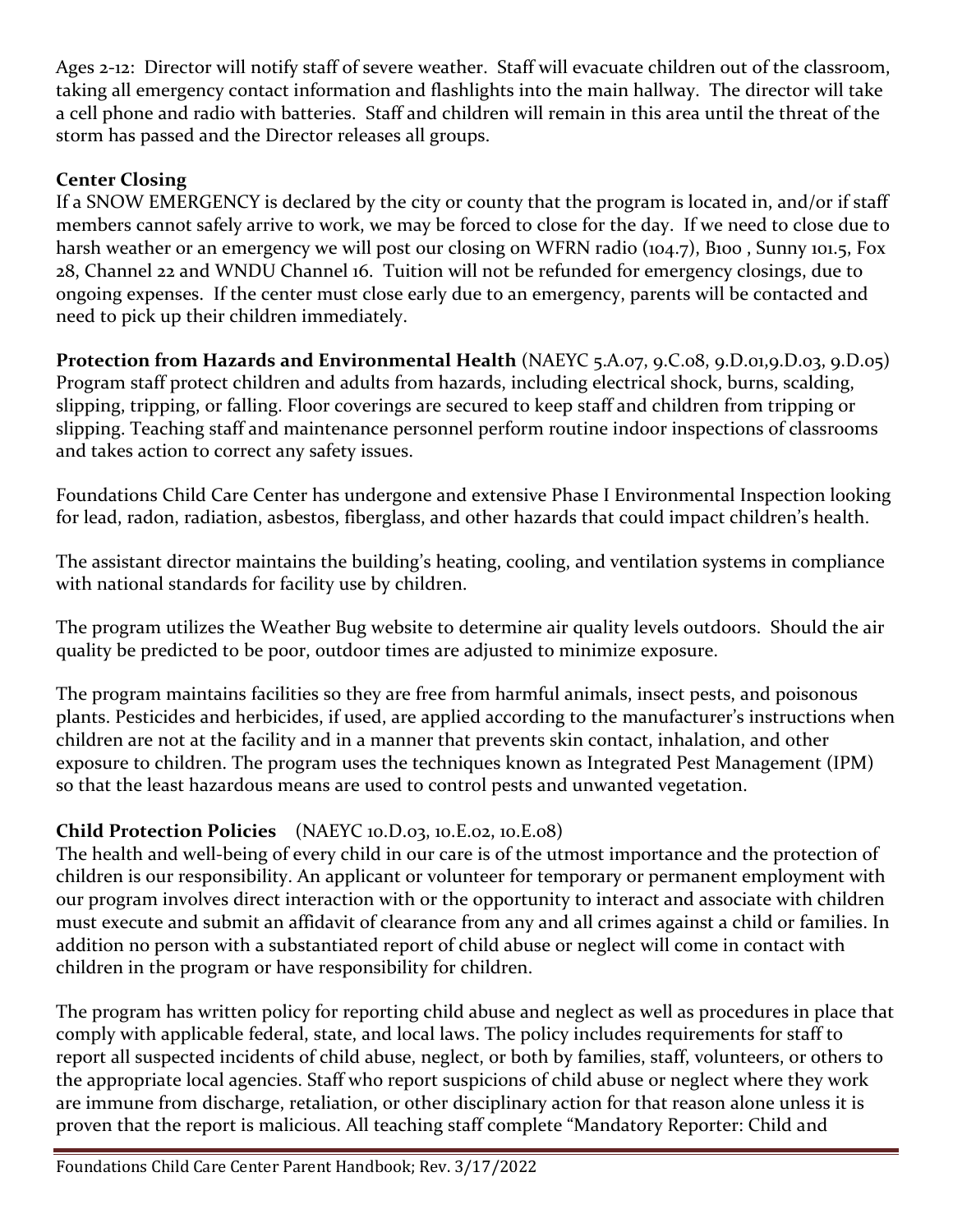Ages 2-12: Director will notify staff of severe weather. Staff will evacuate children out of the classroom, taking all emergency contact information and flashlights into the main hallway. The director will take a cell phone and radio with batteries. Staff and children will remain in this area until the threat of the storm has passed and the Director releases all groups.

**Center Closing**

If a SNOW EMERGENCY is declared by the city or county that the program is located in, and/or if staff members cannot safely arrive to work, we may be forced to close for the day. If we need to close due to harsh weather or an emergency we will post our closing on WFRN radio (104.7), B100 , Sunny 101.5, Fox 28, Channel 22 and WNDU Channel 16. Tuition will not be refunded for emergency closings, due to ongoing expenses. If the center must close early due to an emergency, parents will be contacted and need to pick up their children immediately.

**Protection from Hazards and Environmental Health** (NAEYC 5.A.07, 9.C.08, 9.D.01,9.D.03, 9.D.05)

Program staff protect children and adults from hazards, including electrical shock, burns, scalding, slipping, tripping, or falling. Floor coverings are secured to keep staff and children from tripping or slipping. Teaching staff and maintenance personnel perform routine indoor inspections of classrooms and takes action to correct any safety issues.

Foundations Child Care Center has undergone and extensive Phase I Environmental Inspection looking for lead, radon, radiation, asbestos, fiberglass, and other hazards that could impact children's health.

The assistant director maintains the building's heating, cooling, and ventilation systems in compliance with national standards for facility use by children.

The program utilizes the Weather Bug website to determine air quality levels outdoors. Should the air quality be predicted to be poor, outdoor times are adjusted to minimize exposure.

The program maintains facilities so they are free from harmful animals, insect pests, and poisonous plants. Pesticides and herbicides, if used, are applied according to the manufacturer's instructions when children are not at the facility and in a manner that prevents skin contact, inhalation, and other exposure to children. The program uses the techniques known as Integrated Pest Management (IPM) so that the least hazardous means are used to control pests and unwanted vegetation.

**Child Protection Policies** (NAEYC 10.D.03, 10.E.02, 10.E.08)

The health and well-being of every child in our care is of the utmost importance and the protection of children is our responsibility. An applicant or volunteer for temporary or permanent employment with our program involves direct interaction with or the opportunity to interact and associate with children must execute and submit an affidavit of clearance from any and all crimes against a child or families. In addition no person with a substantiated report of child abuse or neglect will come in contact with children in the program or have responsibility for children.

The program has written policy for reporting child abuse and neglect as well as procedures in place that comply with applicable federal, state, and local laws. The policy includes requirements for staff to report all suspected incidents of child abuse, neglect, or both by families, staff, volunteers, or others to the appropriate local agencies. Staff who report suspicions of child abuse or neglect where they work are immune from discharge, retaliation, or other disciplinary action for that reason alone unless it is proven that the report is malicious. All teaching staff complete "Mandatory Reporter: Child and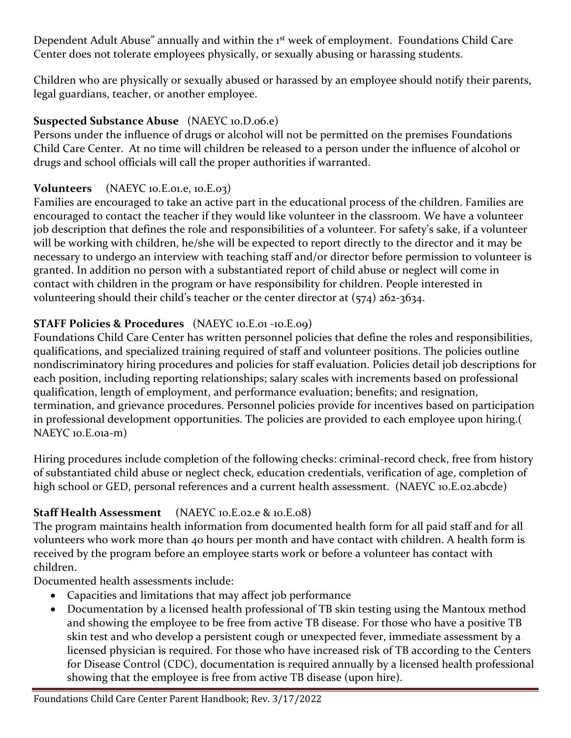Dependent Adult Abuse" annually and within the 1st week of employment. Foundations Child Care Center does not tolerate employees physically, or sexually abusing or harassing students.

Children who are physically or sexually abused or harassed by an employee should notify their parents, legal guardians, teacher, or another employee.

**Suspected Substance Abuse** (NAEYC 10.D.06.e)
Persons under the influence of drugs or alcohol will not be permitted on the premises Foundations Child Care Center. At no time will children be released to a person under the influence of alcohol or drugs and school officials will call the proper authorities if warranted.

**Volunteers** (NAEYC 10.E.01.e, 10.E.03)
Families are encouraged to take an active part in the educational process of the children. Families are encouraged to contact the teacher if they would like volunteer in the classroom. We have a volunteer job description that defines the role and responsibilities of a volunteer. For safety's sake, if a volunteer will be working with children, he/she will be expected to report directly to the director and it may be necessary to undergo an interview with teaching staff and/or director before permission to volunteer is granted. In addition no person with a substantiated report of child abuse or neglect will come in contact with children in the program or have responsibility for children. People interested in volunteering should their child's teacher or the center director at (574) 262-3634.

**STAFF Policies & Procedures** (NAEYC 10.E.01 -10.E.09)
Foundations Child Care Center has written personnel policies that define the roles and responsibilities, qualifications, and specialized training required of staff and volunteer positions. The policies outline nondiscriminatory hiring procedures and policies for staff evaluation. Policies detail job descriptions for each position, including reporting relationships; salary scales with increments based on professional qualification, length of employment, and performance evaluation; benefits; and resignation, termination, and grievance procedures. Personnel policies provide for incentives based on participation in professional development opportunities. The policies are provided to each employee upon hiring.( NAEYC 10.E.01a-m)

Hiring procedures include completion of the following checks: criminal-record check, free from history of substantiated child abuse or neglect check, education credentials, verification of age, completion of high school or GED, personal references and a current health assessment. (NAEYC 10.E.02.abcde)

**Staff Health Assessment** (NAEYC 10.E.02.e & 10.E.08)
The program maintains health information from documented health form for all paid staff and for all volunteers who work more than 40 hours per month and have contact with children. A health form is received by the program before an employee starts work or before a volunteer has contact with children.
Documented health assessments include:

- Capacities and limitations that may affect job performance
- Documentation by a licensed health professional of TB skin testing using the Mantoux method and showing the employee to be free from active TB disease. For those who have a positive TB skin test and who develop a persistent cough or unexpected fever, immediate assessment by a licensed physician is required. For those who have increased risk of TB according to the Centers for Disease Control (CDC), documentation is required annually by a licensed health professional showing that the employee is free from active TB disease (upon hire).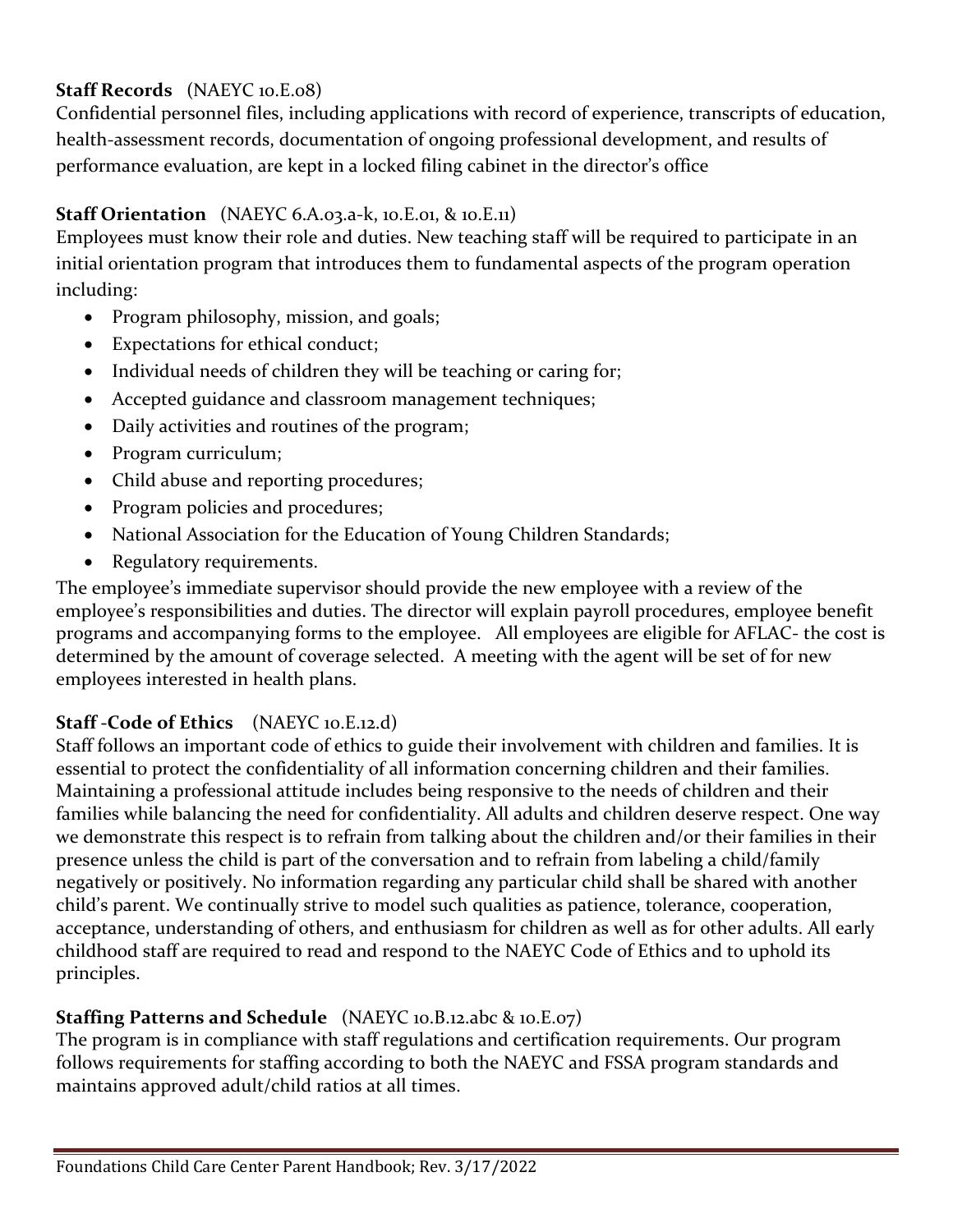**Staff Records** (NAEYC 10.E.08)

Confidential personnel files, including applications with record of experience, transcripts of education, health-assessment records, documentation of ongoing professional development, and results of performance evaluation, are kept in a locked filing cabinet in the director's office

**Staff Orientation** (NAEYC 6.A.03.a-k, 10.E.01, & 10.E.11)

Employees must know their role and duties. New teaching staff will be required to participate in an initial orientation program that introduces them to fundamental aspects of the program operation including:

- Program philosophy, mission, and goals;
- Expectations for ethical conduct;
- Individual needs of children they will be teaching or caring for;
- Accepted guidance and classroom management techniques;
- Daily activities and routines of the program;
- Program curriculum;
- Child abuse and reporting procedures;
- Program policies and procedures;
- National Association for the Education of Young Children Standards;
- Regulatory requirements.

The employee's immediate supervisor should provide the new employee with a review of the employee's responsibilities and duties. The director will explain payroll procedures, employee benefit programs and accompanying forms to the employee. All employees are eligible for AFLAC- the cost is determined by the amount of coverage selected. A meeting with the agent will be set of for new employees interested in health plans.

**Staff -Code of Ethics** (NAEYC 10.E.12.d)

Staff follows an important code of ethics to guide their involvement with children and families. It is essential to protect the confidentiality of all information concerning children and their families. Maintaining a professional attitude includes being responsive to the needs of children and their families while balancing the need for confidentiality. All adults and children deserve respect. One way we demonstrate this respect is to refrain from talking about the children and/or their families in their presence unless the child is part of the conversation and to refrain from labeling a child/family negatively or positively. No information regarding any particular child shall be shared with another child's parent. We continually strive to model such qualities as patience, tolerance, cooperation, acceptance, understanding of others, and enthusiasm for children as well as for other adults. All early childhood staff are required to read and respond to the NAEYC Code of Ethics and to uphold its principles.

**Staffing Patterns and Schedule** (NAEYC 10.B.12.abc & 10.E.07)

The program is in compliance with staff regulations and certification requirements. Our program follows requirements for staffing according to both the NAEYC and FSSA program standards and maintains approved adult/child ratios at all times.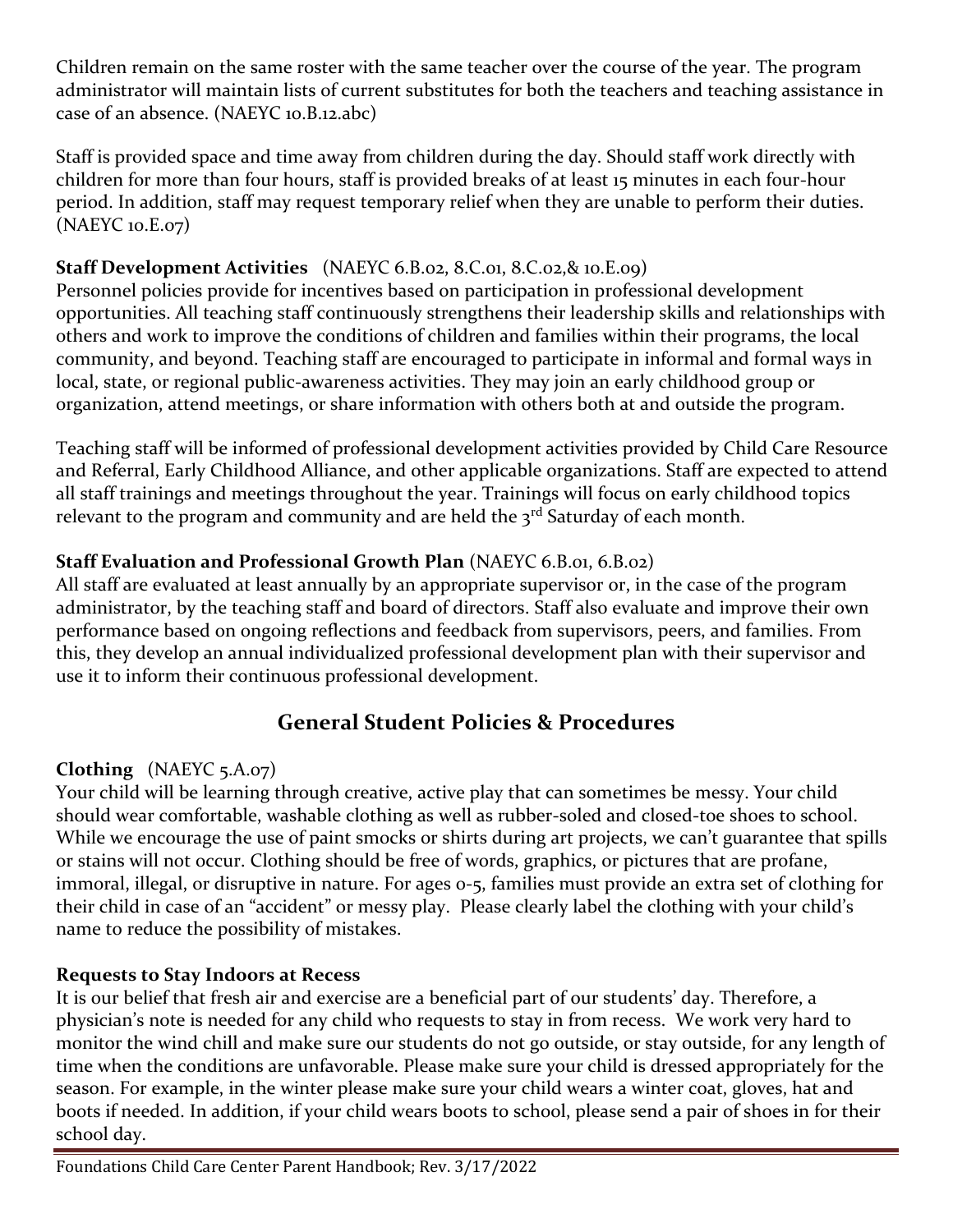Children remain on the same roster with the same teacher over the course of the year. The program administrator will maintain lists of current substitutes for both the teachers and teaching assistance in case of an absence. (NAEYC 10.B.12.abc)

Staff is provided space and time away from children during the day. Should staff work directly with children for more than four hours, staff is provided breaks of at least 15 minutes in each four-hour period. In addition, staff may request temporary relief when they are unable to perform their duties. (NAEYC 10.E.07)

**Staff Development Activities** (NAEYC 6.B.02, 8.C.01, 8.C.02,& 10.E.09)

Personnel policies provide for incentives based on participation in professional development opportunities. All teaching staff continuously strengthens their leadership skills and relationships with others and work to improve the conditions of children and families within their programs, the local community, and beyond. Teaching staff are encouraged to participate in informal and formal ways in local, state, or regional public-awareness activities. They may join an early childhood group or organization, attend meetings, or share information with others both at and outside the program.

Teaching staff will be informed of professional development activities provided by Child Care Resource and Referral, Early Childhood Alliance, and other applicable organizations. Staff are expected to attend all staff trainings and meetings throughout the year. Trainings will focus on early childhood topics relevant to the program and community and are held the 3rd Saturday of each month.

**Staff Evaluation and Professional Growth Plan** (NAEYC 6.B.01, 6.B.02)

All staff are evaluated at least annually by an appropriate supervisor or, in the case of the program administrator, by the teaching staff and board of directors. Staff also evaluate and improve their own performance based on ongoing reflections and feedback from supervisors, peers, and families. From this, they develop an annual individualized professional development plan with their supervisor and use it to inform their continuous professional development.

## General Student Policies & Procedures

**Clothing** (NAEYC 5.A.07)

Your child will be learning through creative, active play that can sometimes be messy. Your child should wear comfortable, washable clothing as well as rubber-soled and closed-toe shoes to school. While we encourage the use of paint smocks or shirts during art projects, we can't guarantee that spills or stains will not occur. Clothing should be free of words, graphics, or pictures that are profane, immoral, illegal, or disruptive in nature. For ages 0-5, families must provide an extra set of clothing for their child in case of an "accident" or messy play. Please clearly label the clothing with your child's name to reduce the possibility of mistakes.

**Requests to Stay Indoors at Recess**

It is our belief that fresh air and exercise are a beneficial part of our students' day. Therefore, a physician's note is needed for any child who requests to stay in from recess. We work very hard to monitor the wind chill and make sure our students do not go outside, or stay outside, for any length of time when the conditions are unfavorable. Please make sure your child is dressed appropriately for the season. For example, in the winter please make sure your child wears a winter coat, gloves, hat and boots if needed. In addition, if your child wears boots to school, please send a pair of shoes in for their school day.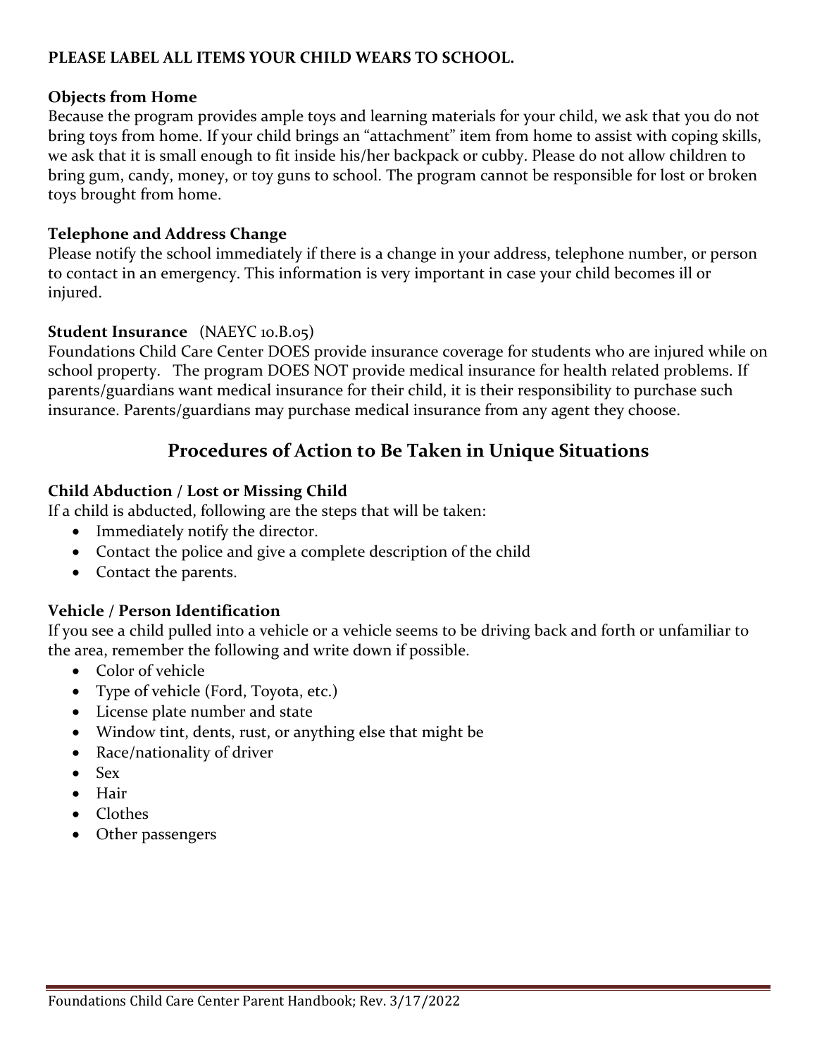**PLEASE LABEL ALL ITEMS YOUR CHILD WEARS TO SCHOOL.**

### Objects from Home

Because the program provides ample toys and learning materials for your child, we ask that you do not bring toys from home. If your child brings an "attachment" item from home to assist with coping skills, we ask that it is small enough to fit inside his/her backpack or cubby. Please do not allow children to bring gum, candy, money, or toy guns to school. The program cannot be responsible for lost or broken toys brought from home.

### Telephone and Address Change

Please notify the school immediately if there is a change in your address, telephone number, or person to contact in an emergency. This information is very important in case your child becomes ill or injured.

### Student Insurance (NAEYC 10.B.05)

Foundations Child Care Center DOES provide insurance coverage for students who are injured while on school property. The program DOES NOT provide medical insurance for health related problems. If parents/guardians want medical insurance for their child, it is their responsibility to purchase such insurance. Parents/guardians may purchase medical insurance from any agent they choose.

## Procedures of Action to Be Taken in Unique Situations

### Child Abduction / Lost or Missing Child

If a child is abducted, following are the steps that will be taken:

- Immediately notify the director.
- Contact the police and give a complete description of the child
- Contact the parents.

### Vehicle / Person Identification

If you see a child pulled into a vehicle or a vehicle seems to be driving back and forth or unfamiliar to the area, remember the following and write down if possible.

- Color of vehicle
- Type of vehicle (Ford, Toyota, etc.)
- License plate number and state
- Window tint, dents, rust, or anything else that might be
- Race/nationality of driver
- Sex
- Hair
- Clothes
- Other passengers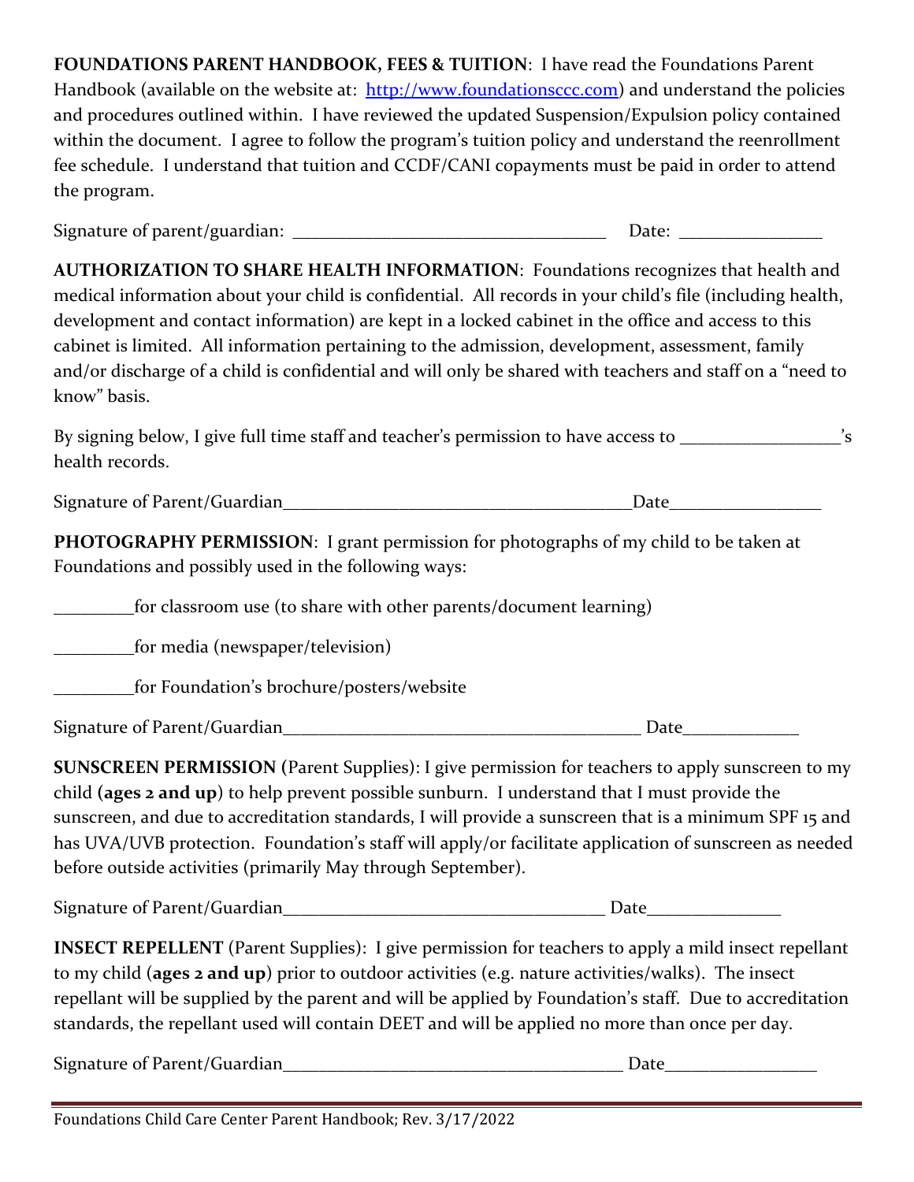**FOUNDATIONS PARENT HANDBOOK, FEES & TUITION**: I have read the Foundations Parent Handbook (available on the website at: [http://www.foundationsccc.com](http://www.foundationsccc.com)) and understand the policies and procedures outlined within. I have reviewed the updated Suspension/Expulsion policy contained within the document. I agree to follow the program's tuition policy and understand the reenrollment fee schedule. I understand that tuition and CCDF/CANI copayments must be paid in order to attend the program.

Signature of parent/guardian: ___________________________________ Date: _______________

**AUTHORIZATION TO SHARE HEALTH INFORMATION**: Foundations recognizes that health and medical information about your child is confidential. All records in your child's file (including health, development and contact information) are kept in a locked cabinet in the office and access to this cabinet is limited. All information pertaining to the admission, development, assessment, family and/or discharge of a child is confidential and will only be shared with teachers and staff on a "need to know" basis.

By signing below, I give full time staff and teacher's permission to have access to _________________'s health records.

Signature of Parent/Guardian_______________________________________Date________________

**PHOTOGRAPHY PERMISSION**: I grant permission for photographs of my child to be taken at Foundations and possibly used in the following ways:

_________for classroom use (to share with other parents/document learning)

_________for media (newspaper/television)

_________for Foundation's brochure/posters/website

Signature of Parent/Guardian________________________________________ Date_____________

**SUNSCREEN PERMISSION** (Parent Supplies): I give permission for teachers to apply sunscreen to my child **(ages 2 and up)** to help prevent possible sunburn. I understand that I must provide the sunscreen, and due to accreditation standards, I will provide a sunscreen that is a minimum SPF 15 and has UVA/UVB protection. Foundation's staff will apply/or facilitate application of sunscreen as needed before outside activities (primarily May through September).

Signature of Parent/Guardian____________________________________ Date_______________

**INSECT REPELLENT** (Parent Supplies): I give permission for teachers to apply a mild insect repellant to my child (**ages 2 and up**) prior to outdoor activities (e.g. nature activities/walks). The insect repellant will be supplied by the parent and will be applied by Foundation's staff. Due to accreditation standards, the repellant used will contain DEET and will be applied no more than once per day.

Signature of Parent/Guardian______________________________________ Date_________________

Foundations Child Care Center Parent Handbook; Rev. 3/17/2022